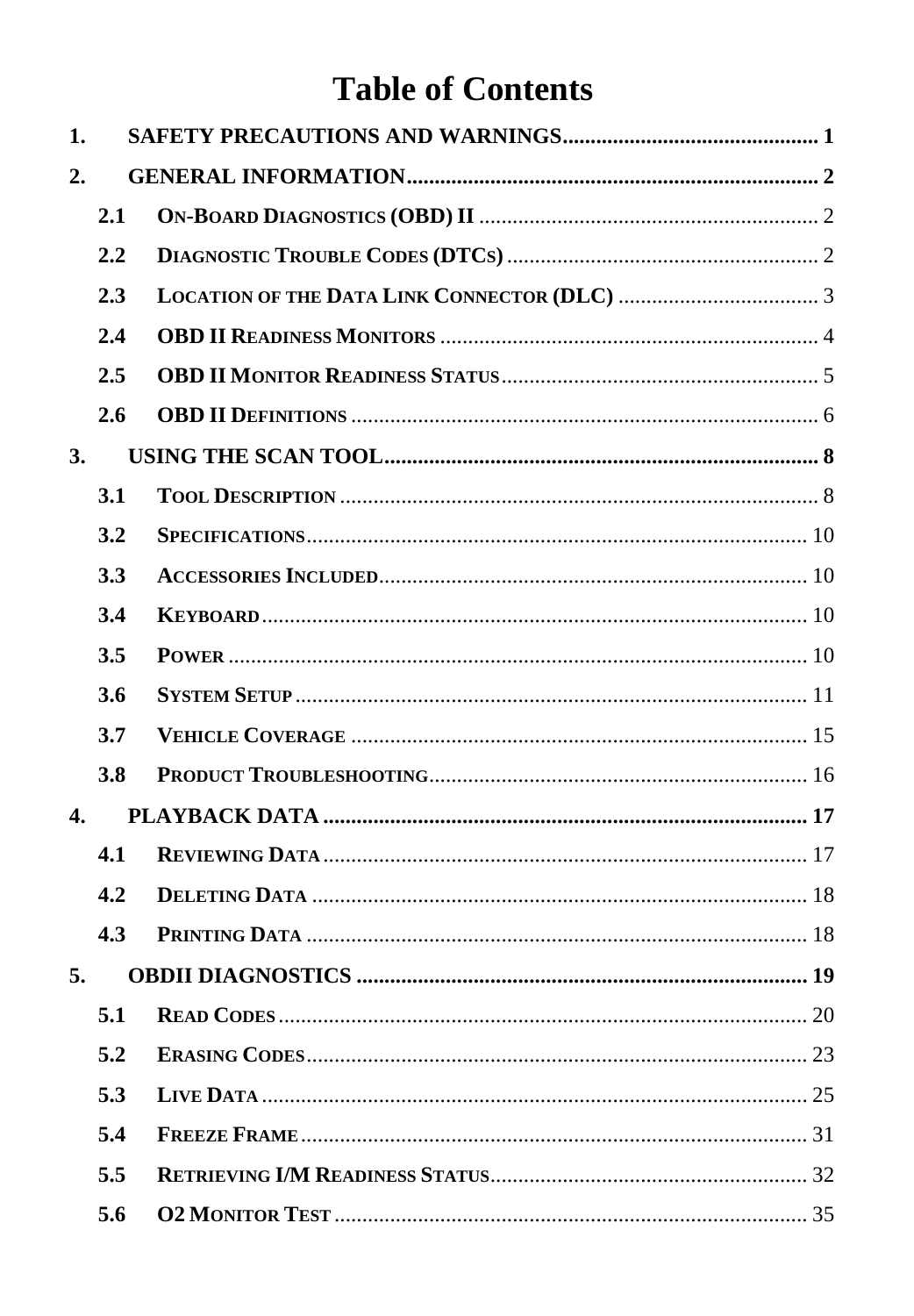# Table of Contents

1. **SAFETY PRECAUTIONS AND WARNINGS** ............................................. 1
2. **GENERAL INFORMATION** ............................................. 2
   - 2.1 **ON-BOARD DIAGNOSTICS (OBD) II** ............................................. 2
   - 2.2 **DIAGNOSTIC TROUBLE CODES (DTCS)** ............................................. 2
   - 2.3 **LOCATION OF THE DATA LINK CONNECTOR (DLC)** ............................................. 3
   - 2.4 **OBD II READINESS MONITORS** ............................................. 4
   - 2.5 **OBD II MONITOR READINESS STATUS** ............................................. 5
   - 2.6 **OBD II DEFINITIONS** ............................................. 6
3. **USING THE SCAN TOOL** ............................................. 8
   - 3.1 **TOOL DESCRIPTION** ............................................. 8
   - 3.2 **SPECIFICATIONS** ............................................. 10
   - 3.3 **ACCESSORIES INCLUDED** ............................................. 10
   - 3.4 **KEYBOARD** ............................................. 10
   - 3.5 **POWER** ............................................. 10
   - 3.6 **SYSTEM SETUP** ............................................. 11
   - 3.7 **VEHICLE COVERAGE** ............................................. 15
   - 3.8 **PRODUCT TROUBLESHOOTING** ............................................. 16
4. **PLAYBACK DATA** ............................................. 17
   - 4.1 **REVIEWING DATA** ............................................. 17
   - 4.2 **DELETING DATA** ............................................. 18
   - 4.3 **PRINTING DATA** ............................................. 18
5. **OBDII DIAGNOSTICS** ............................................. 19
   - 5.1 **READ CODES** ............................................. 20
   - 5.2 **ERASING CODES** ............................................. 23
   - 5.3 **LIVE DATA** ............................................. 25
   - 5.4 **FREEZE FRAME** ............................................. 31
   - 5.5 **RETRIEVING I/M READINESS STATUS** ............................................. 32
   - 5.6 **O2 MONITOR TEST** ............................................. 35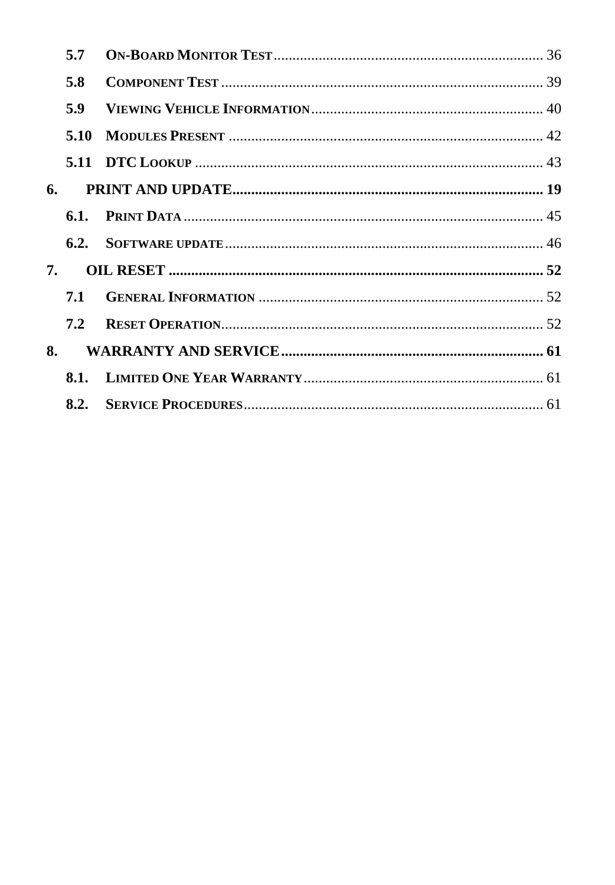| | | |
|---|---|---|
| **5.7** | **On-Board Monitor Test** | 36 |
| **5.8** | **Component Test** | 39 |
| **5.9** | **Viewing Vehicle Information** | 40 |
| **5.10** | **Modules Present** | 42 |
| **5.11** | **DTC Lookup** | 43 |
| **6.** | **PRINT AND UPDATE** | **19** |
| **6.1.** | **Print Data** | 45 |
| **6.2.** | **Software update** | 46 |
| **7.** | **OIL RESET** | **52** |
| **7.1** | **General Information** | 52 |
| **7.2** | **Reset Operation** | 52 |
| **8.** | **WARRANTY AND SERVICE** | **61** |
| **8.1.** | **Limited One Year Warranty** | 61 |
| **8.2.** | **Service Procedures** | 61 |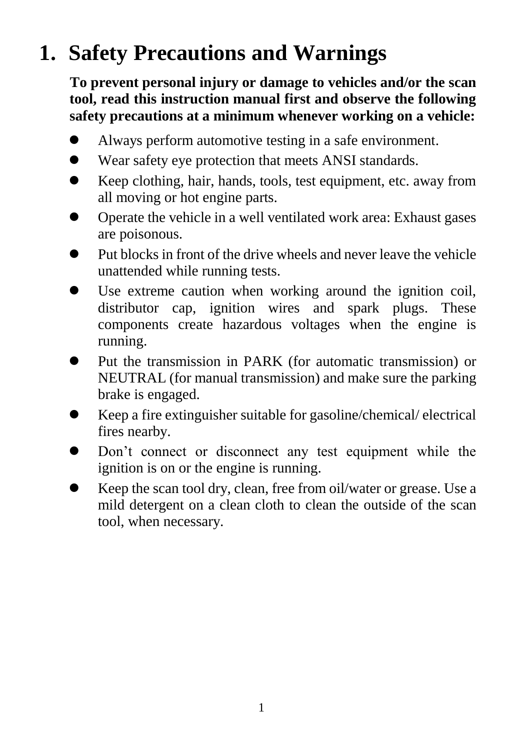# 1. Safety Precautions and Warnings

**To prevent personal injury or damage to vehicles and/or the scan tool, read this instruction manual first and observe the following safety precautions at a minimum whenever working on a vehicle:**

- Always perform automotive testing in a safe environment.
- Wear safety eye protection that meets ANSI standards.
- Keep clothing, hair, hands, tools, test equipment, etc. away from all moving or hot engine parts.
- Operate the vehicle in a well ventilated work area: Exhaust gases are poisonous.
- Put blocks in front of the drive wheels and never leave the vehicle unattended while running tests.
- Use extreme caution when working around the ignition coil, distributor cap, ignition wires and spark plugs. These components create hazardous voltages when the engine is running.
- Put the transmission in PARK (for automatic transmission) or NEUTRAL (for manual transmission) and make sure the parking brake is engaged.
- Keep a fire extinguisher suitable for gasoline/chemical/ electrical fires nearby.
- Don’t connect or disconnect any test equipment while the ignition is on or the engine is running.
- Keep the scan tool dry, clean, free from oil/water or grease. Use a mild detergent on a clean cloth to clean the outside of the scan tool, when necessary.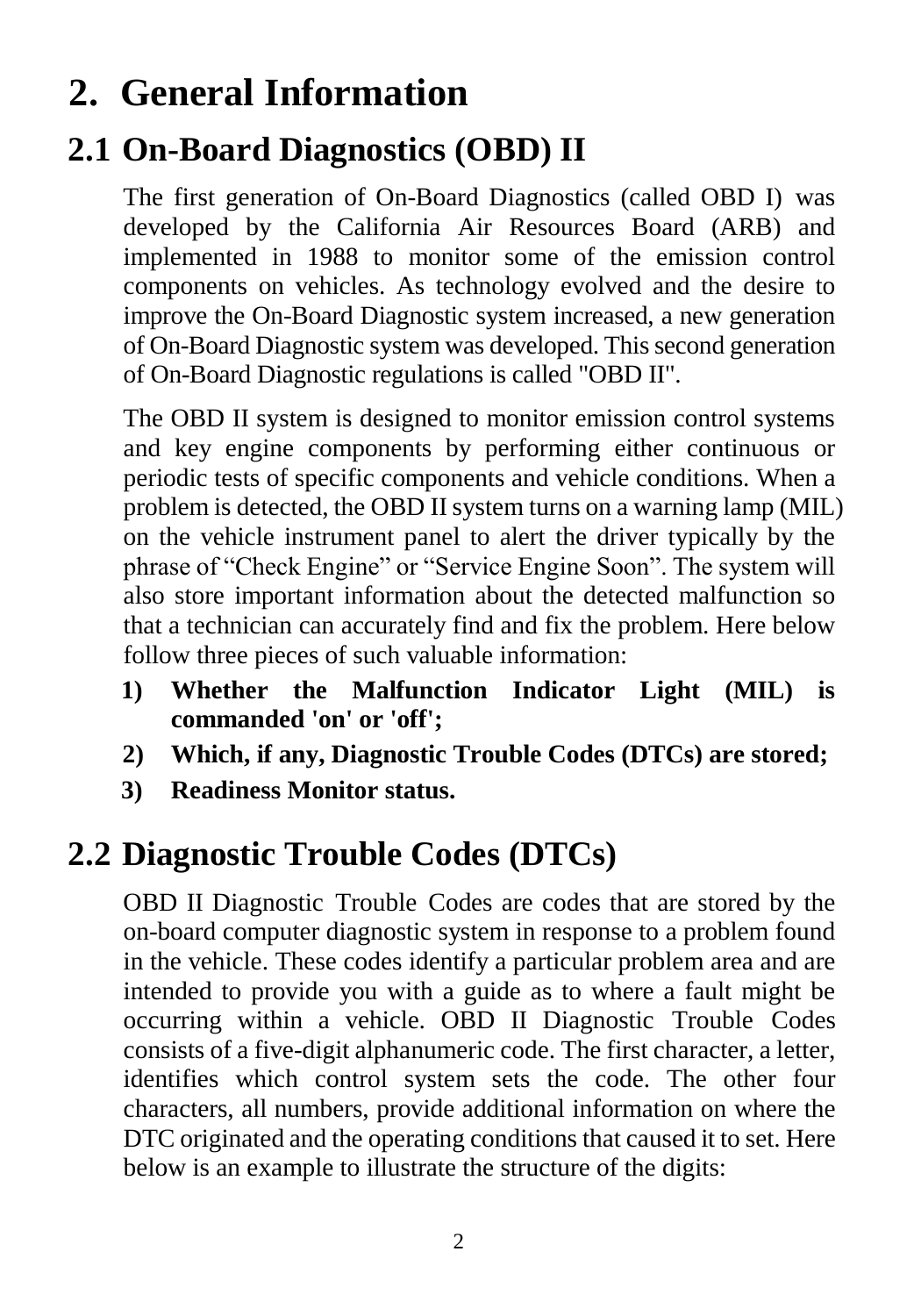# 2. General Information

## 2.1 On-Board Diagnostics (OBD) II

The first generation of On-Board Diagnostics (called OBD I) was developed by the California Air Resources Board (ARB) and implemented in 1988 to monitor some of the emission control components on vehicles. As technology evolved and the desire to improve the On-Board Diagnostic system increased, a new generation of On-Board Diagnostic system was developed. This second generation of On-Board Diagnostic regulations is called "OBD II".

The OBD II system is designed to monitor emission control systems and key engine components by performing either continuous or periodic tests of specific components and vehicle conditions. When a problem is detected, the OBD II system turns on a warning lamp (MIL) on the vehicle instrument panel to alert the driver typically by the phrase of "Check Engine" or "Service Engine Soon". The system will also store important information about the detected malfunction so that a technician can accurately find and fix the problem. Here below follow three pieces of such valuable information:

1) **Whether the Malfunction Indicator Light (MIL) is commanded 'on' or 'off';**
2) **Which, if any, Diagnostic Trouble Codes (DTCs) are stored;**
3) **Readiness Monitor status.**

## 2.2 Diagnostic Trouble Codes (DTCs)

OBD II Diagnostic Trouble Codes are codes that are stored by the on-board computer diagnostic system in response to a problem found in the vehicle. These codes identify a particular problem area and are intended to provide you with a guide as to where a fault might be occurring within a vehicle. OBD II Diagnostic Trouble Codes consists of a five-digit alphanumeric code. The first character, a letter, identifies which control system sets the code. The other four characters, all numbers, provide additional information on where the DTC originated and the operating conditions that caused it to set. Here below is an example to illustrate the structure of the digits: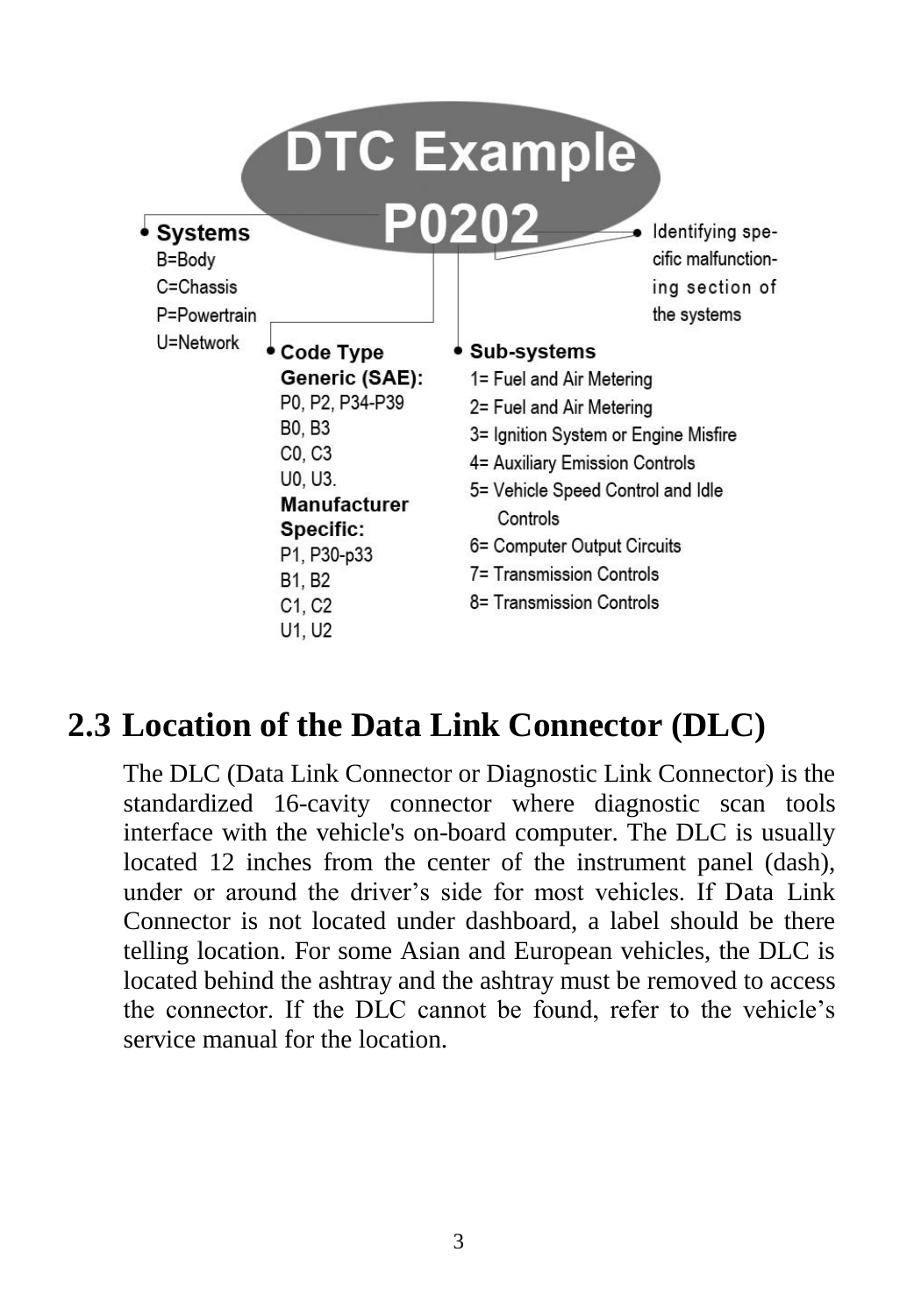**DTC Example**

**P0202**

- **Systems**
  B=Body
  C=Chassis
  P=Powertrain
  U=Network

- **Code Type**
  **Generic (SAE):**
  P0, P2, P34-P39
  B0, B3
  C0, C3
  U0, U3.
  **Manufacturer Specific:**
  P1, P30-p33
  B1, B2
  C1, C2
  U1, U2

- **Sub-systems**
  1= Fuel and Air Metering
  2= Fuel and Air Metering
  3= Ignition System or Engine Misfire
  4= Auxiliary Emission Controls
  5= Vehicle Speed Control and Idle Controls
  6= Computer Output Circuits
  7= Transmission Controls
  8= Transmission Controls

- Identifying specific malfunctioning section of the systems

## 2.3 Location of the Data Link Connector (DLC)

The DLC (Data Link Connector or Diagnostic Link Connector) is the standardized 16-cavity connector where diagnostic scan tools interface with the vehicle's on-board computer. The DLC is usually located 12 inches from the center of the instrument panel (dash), under or around the driver's side for most vehicles. If Data Link Connector is not located under dashboard, a label should be there telling location. For some Asian and European vehicles, the DLC is located behind the ashtray and the ashtray must be removed to access the connector. If the DLC cannot be found, refer to the vehicle's service manual for the location.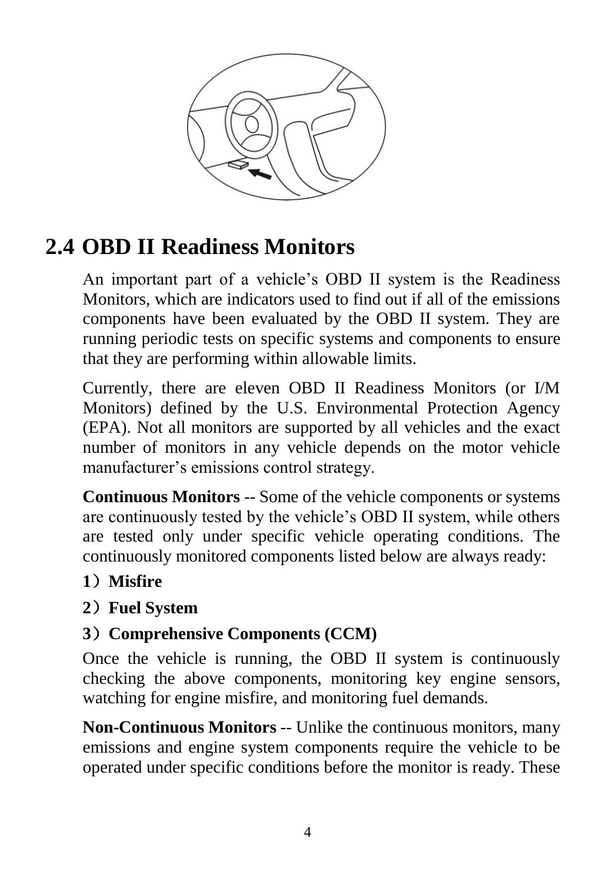## 2.4 OBD II Readiness Monitors

An important part of a vehicle's OBD II system is the Readiness Monitors, which are indicators used to find out if all of the emissions components have been evaluated by the OBD II system. They are running periodic tests on specific systems and components to ensure that they are performing within allowable limits.

Currently, there are eleven OBD II Readiness Monitors (or I/M Monitors) defined by the U.S. Environmental Protection Agency (EPA). Not all monitors are supported by all vehicles and the exact number of monitors in any vehicle depends on the motor vehicle manufacturer's emissions control strategy.

**Continuous Monitors** -- Some of the vehicle components or systems are continuously tested by the vehicle's OBD II system, while others are tested only under specific vehicle operating conditions. The continuously monitored components listed below are always ready:

**1）Misfire**

**2）Fuel System**

**3）Comprehensive Components (CCM)**

Once the vehicle is running, the OBD II system is continuously checking the above components, monitoring key engine sensors, watching for engine misfire, and monitoring fuel demands.

**Non-Continuous Monitors** -- Unlike the continuous monitors, many emissions and engine system components require the vehicle to be operated under specific conditions before the monitor is ready. These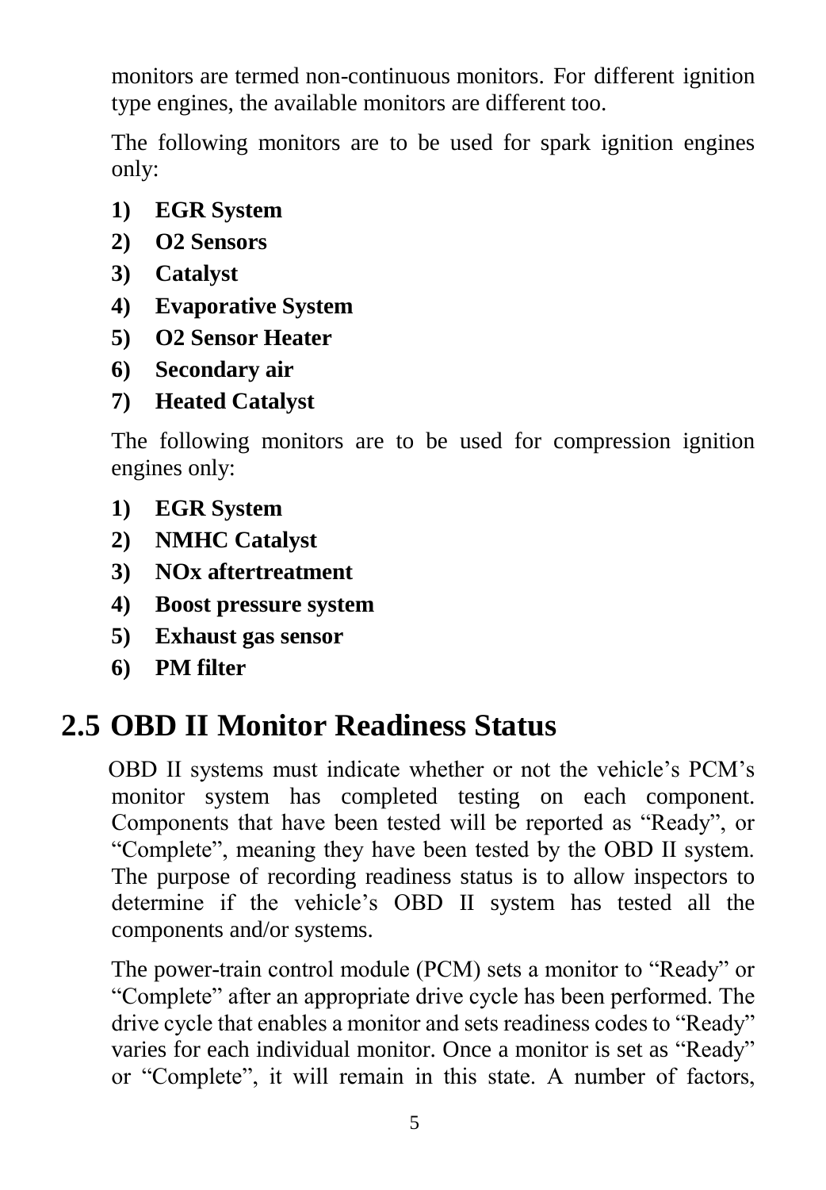monitors are termed non-continuous monitors. For different ignition type engines, the available monitors are different too.

The following monitors are to be used for spark ignition engines only:

1) **EGR System**
2) **O2 Sensors**
3) **Catalyst**
4) **Evaporative System**
5) **O2 Sensor Heater**
6) **Secondary air**
7) **Heated Catalyst**

The following monitors are to be used for compression ignition engines only:

1) **EGR System**
2) **NMHC Catalyst**
3) **NOx aftertreatment**
4) **Boost pressure system**
5) **Exhaust gas sensor**
6) **PM filter**

## 2.5 OBD II Monitor Readiness Status

OBD II systems must indicate whether or not the vehicle's PCM's monitor system has completed testing on each component. Components that have been tested will be reported as "Ready", or "Complete", meaning they have been tested by the OBD II system. The purpose of recording readiness status is to allow inspectors to determine if the vehicle's OBD II system has tested all the components and/or systems.

The power-train control module (PCM) sets a monitor to "Ready" or "Complete" after an appropriate drive cycle has been performed. The drive cycle that enables a monitor and sets readiness codes to "Ready" varies for each individual monitor. Once a monitor is set as "Ready" or "Complete", it will remain in this state. A number of factors,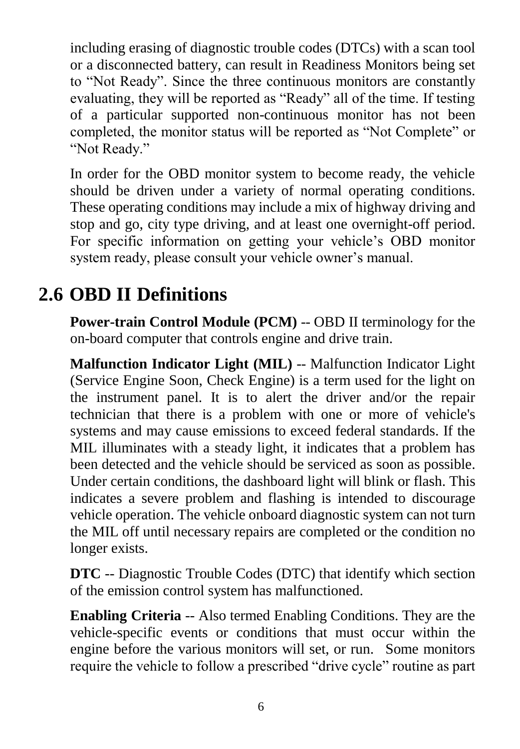including erasing of diagnostic trouble codes (DTCs) with a scan tool or a disconnected battery, can result in Readiness Monitors being set to "Not Ready". Since the three continuous monitors are constantly evaluating, they will be reported as "Ready" all of the time. If testing of a particular supported non-continuous monitor has not been completed, the monitor status will be reported as "Not Complete" or "Not Ready."

In order for the OBD monitor system to become ready, the vehicle should be driven under a variety of normal operating conditions. These operating conditions may include a mix of highway driving and stop and go, city type driving, and at least one overnight-off period. For specific information on getting your vehicle's OBD monitor system ready, please consult your vehicle owner's manual.

## 2.6 OBD II Definitions

**Power-train Control Module (PCM)** -- OBD II terminology for the on-board computer that controls engine and drive train.

**Malfunction Indicator Light (MIL)** -- Malfunction Indicator Light (Service Engine Soon, Check Engine) is a term used for the light on the instrument panel. It is to alert the driver and/or the repair technician that there is a problem with one or more of vehicle's systems and may cause emissions to exceed federal standards. If the MIL illuminates with a steady light, it indicates that a problem has been detected and the vehicle should be serviced as soon as possible. Under certain conditions, the dashboard light will blink or flash. This indicates a severe problem and flashing is intended to discourage vehicle operation. The vehicle onboard diagnostic system can not turn the MIL off until necessary repairs are completed or the condition no longer exists.

**DTC** -- Diagnostic Trouble Codes (DTC) that identify which section of the emission control system has malfunctioned.

**Enabling Criteria** -- Also termed Enabling Conditions. They are the vehicle-specific events or conditions that must occur within the engine before the various monitors will set, or run. Some monitors require the vehicle to follow a prescribed "drive cycle" routine as part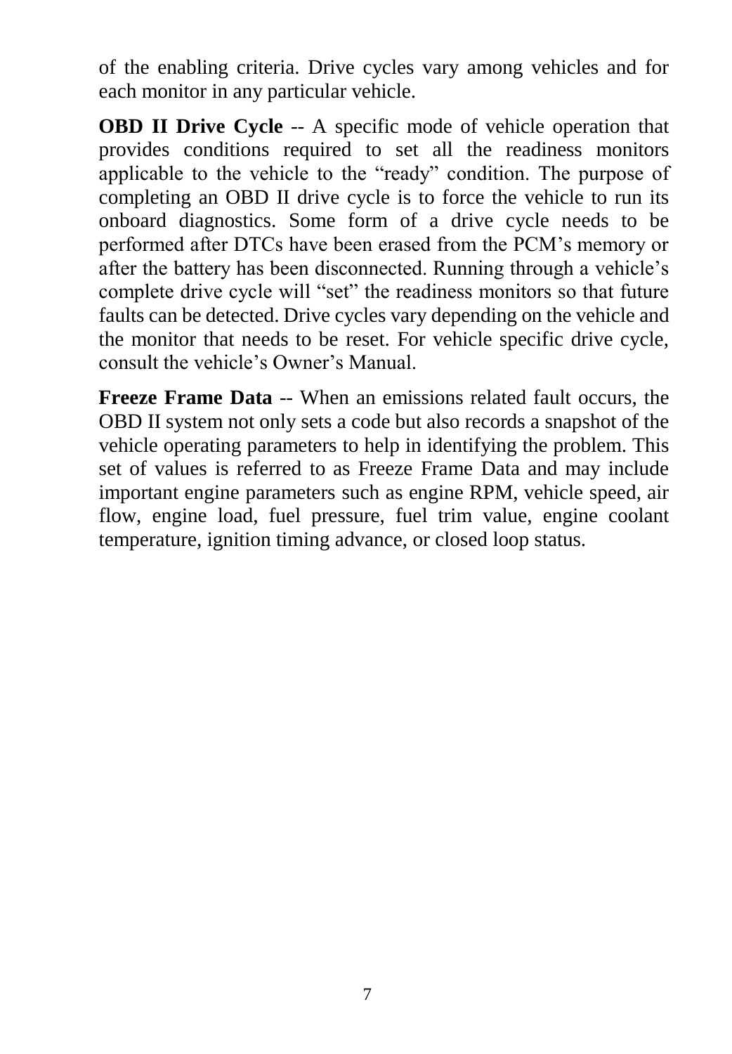of the enabling criteria. Drive cycles vary among vehicles and for each monitor in any particular vehicle.

**OBD II Drive Cycle** -- A specific mode of vehicle operation that provides conditions required to set all the readiness monitors applicable to the vehicle to the "ready" condition. The purpose of completing an OBD II drive cycle is to force the vehicle to run its onboard diagnostics. Some form of a drive cycle needs to be performed after DTCs have been erased from the PCM's memory or after the battery has been disconnected. Running through a vehicle's complete drive cycle will "set" the readiness monitors so that future faults can be detected. Drive cycles vary depending on the vehicle and the monitor that needs to be reset. For vehicle specific drive cycle, consult the vehicle's Owner's Manual.

**Freeze Frame Data** -- When an emissions related fault occurs, the OBD II system not only sets a code but also records a snapshot of the vehicle operating parameters to help in identifying the problem. This set of values is referred to as Freeze Frame Data and may include important engine parameters such as engine RPM, vehicle speed, air flow, engine load, fuel pressure, fuel trim value, engine coolant temperature, ignition timing advance, or closed loop status.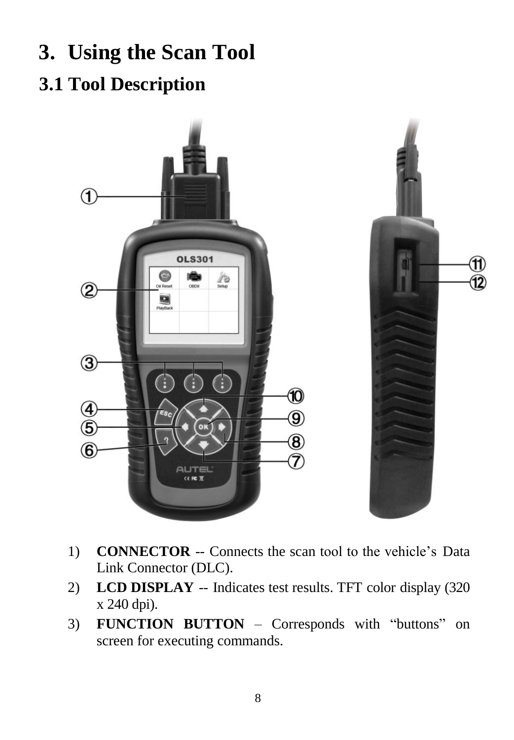# 3. Using the Scan Tool

## 3.1 Tool Description

1) **CONNECTOR** -- Connects the scan tool to the vehicle's Data Link Connector (DLC).
2) **LCD DISPLAY** -- Indicates test results. TFT color display (320 x 240 dpi).
3) **FUNCTION BUTTON** – Corresponds with "buttons" on screen for executing commands.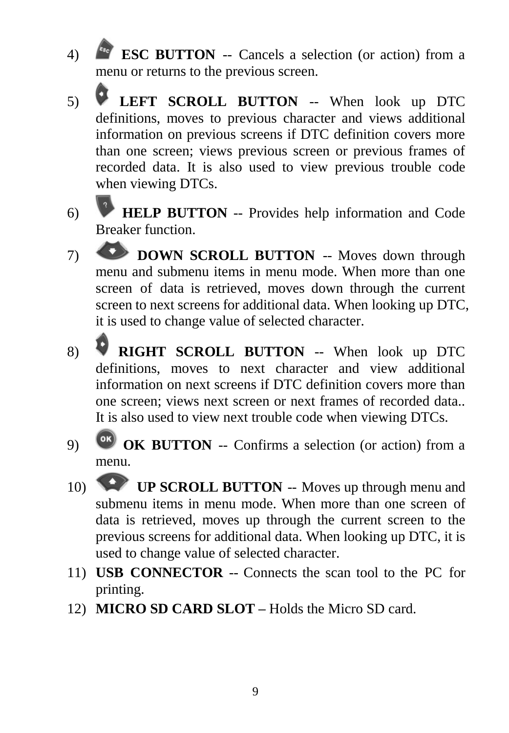4) **ESC BUTTON** -- Cancels a selection (or action) from a menu or returns to the previous screen.

5) **LEFT SCROLL BUTTON** -- When look up DTC definitions, moves to previous character and views additional information on previous screens if DTC definition covers more than one screen; views previous screen or previous frames of recorded data. It is also used to view previous trouble code when viewing DTCs.

6) **HELP BUTTON** -- Provides help information and Code Breaker function.

7) **DOWN SCROLL BUTTON** -- Moves down through menu and submenu items in menu mode. When more than one screen of data is retrieved, moves down through the current screen to next screens for additional data. When looking up DTC, it is used to change value of selected character.

8) **RIGHT SCROLL BUTTON** -- When look up DTC definitions, moves to next character and view additional information on next screens if DTC definition covers more than one screen; views next screen or next frames of recorded data.. It is also used to view next trouble code when viewing DTCs.

9) **OK BUTTON** -- Confirms a selection (or action) from a menu.

10) **UP SCROLL BUTTON** -- Moves up through menu and submenu items in menu mode. When more than one screen of data is retrieved, moves up through the current screen to the previous screens for additional data. When looking up DTC, it is used to change value of selected character.

11) **USB CONNECTOR** -- Connects the scan tool to the PC for printing.

12) **MICRO SD CARD SLOT –** Holds the Micro SD card.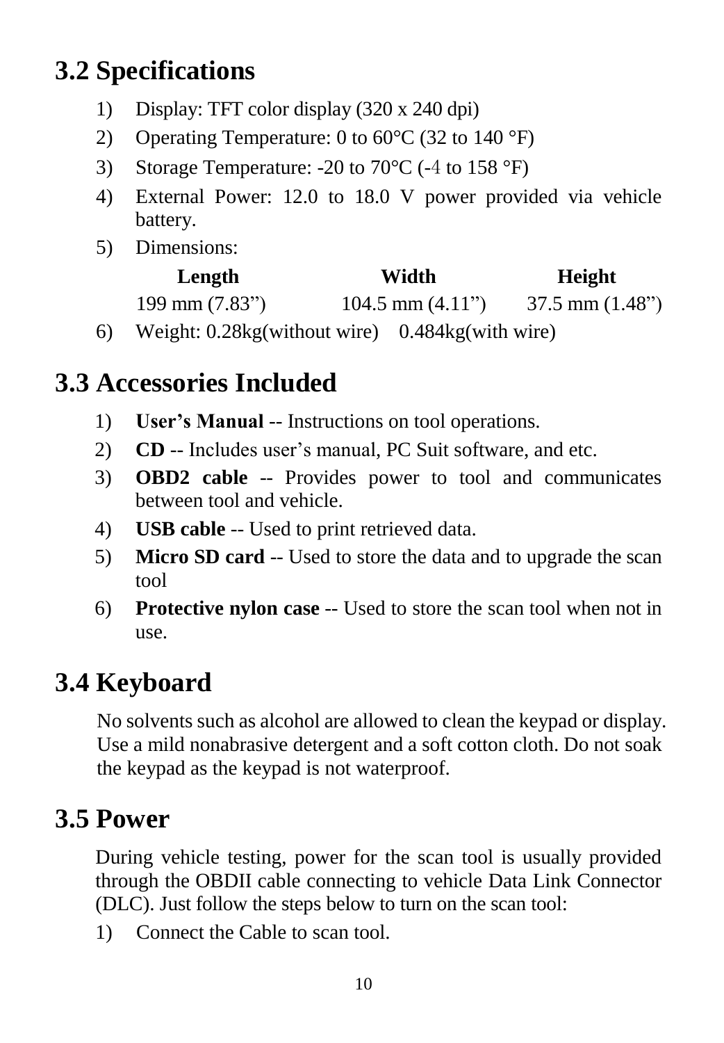## 3.2 Specifications

1) Display: TFT color display (320 x 240 dpi)
2) Operating Temperature: 0 to 60°C (32 to 140 °F)
3) Storage Temperature: -20 to 70°C (-4 to 158 °F)
4) External Power: 12.0 to 18.0 V power provided via vehicle battery.
5) Dimensions:

| Length | Width | Height |
|---|---|---|
| 199 mm (7.83") | 104.5 mm (4.11") | 37.5 mm (1.48") |

6) Weight: 0.28kg(without wire)  0.484kg(with wire)

## 3.3 Accessories Included

1) **User's Manual** -- Instructions on tool operations.
2) **CD** -- Includes user's manual, PC Suit software, and etc.
3) **OBD2 cable** -- Provides power to tool and communicates between tool and vehicle.
4) **USB cable** -- Used to print retrieved data.
5) **Micro SD card** -- Used to store the data and to upgrade the scan tool
6) **Protective nylon case** -- Used to store the scan tool when not in use.

## 3.4 Keyboard

No solvents such as alcohol are allowed to clean the keypad or display. Use a mild nonabrasive detergent and a soft cotton cloth. Do not soak the keypad as the keypad is not waterproof.

## 3.5 Power

During vehicle testing, power for the scan tool is usually provided through the OBDII cable connecting to vehicle Data Link Connector (DLC). Just follow the steps below to turn on the scan tool:

1) Connect the Cable to scan tool.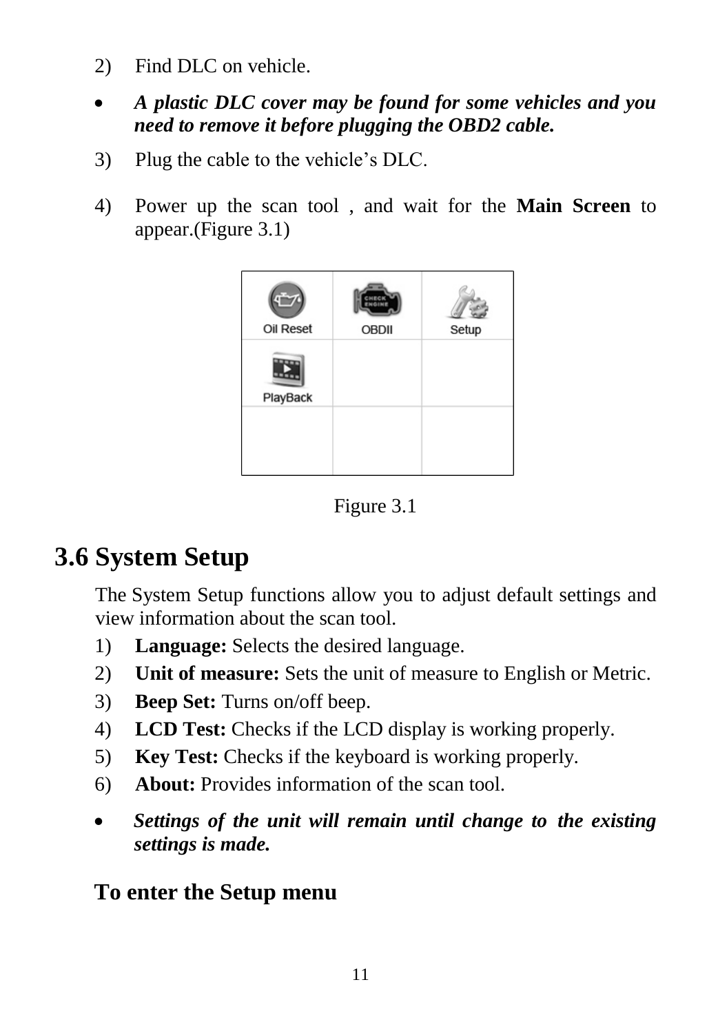2) Find DLC on vehicle.

- ***A plastic DLC cover may be found for some vehicles and you need to remove it before plugging the OBD2 cable.***

3) Plug the cable to the vehicle's DLC.

4) Power up the scan tool , and wait for the **Main Screen** to appear.(Figure 3.1)

| Oil Reset | OBDII | Setup |
|---|---|---|
| PlayBack | | |
| | | |

Figure 3.1

## 3.6 System Setup

The System Setup functions allow you to adjust default settings and view information about the scan tool.

1) **Language:** Selects the desired language.
2) **Unit of measure:** Sets the unit of measure to English or Metric.
3) **Beep Set:** Turns on/off beep.
4) **LCD Test:** Checks if the LCD display is working properly.
5) **Key Test:** Checks if the keyboard is working properly.
6) **About:** Provides information of the scan tool.

- ***Settings of the unit will remain until change to the existing settings is made.***

### To enter the Setup menu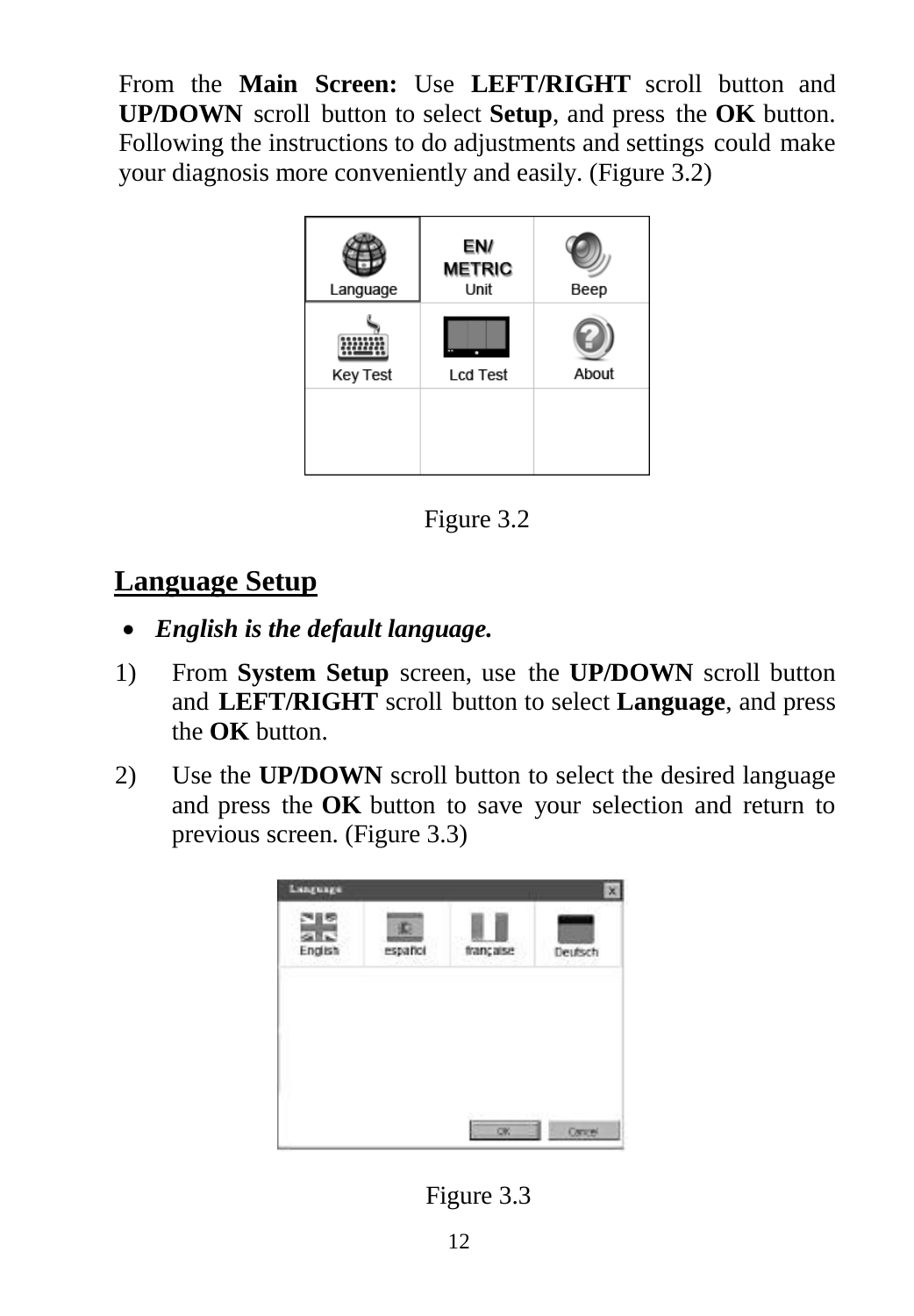From the **Main Screen:** Use **LEFT/RIGHT** scroll button and **UP/DOWN** scroll button to select **Setup**, and press the **OK** button. Following the instructions to do adjustments and settings could make your diagnosis more conveniently and easily. (Figure 3.2)

Figure 3.2

## Language Setup

- ***English is the default language.***

1) From **System Setup** screen, use the **UP/DOWN** scroll button and **LEFT/RIGHT** scroll button to select **Language**, and press the **OK** button.

2) Use the **UP/DOWN** scroll button to select the desired language and press the **OK** button to save your selection and return to previous screen. (Figure 3.3)

Figure 3.3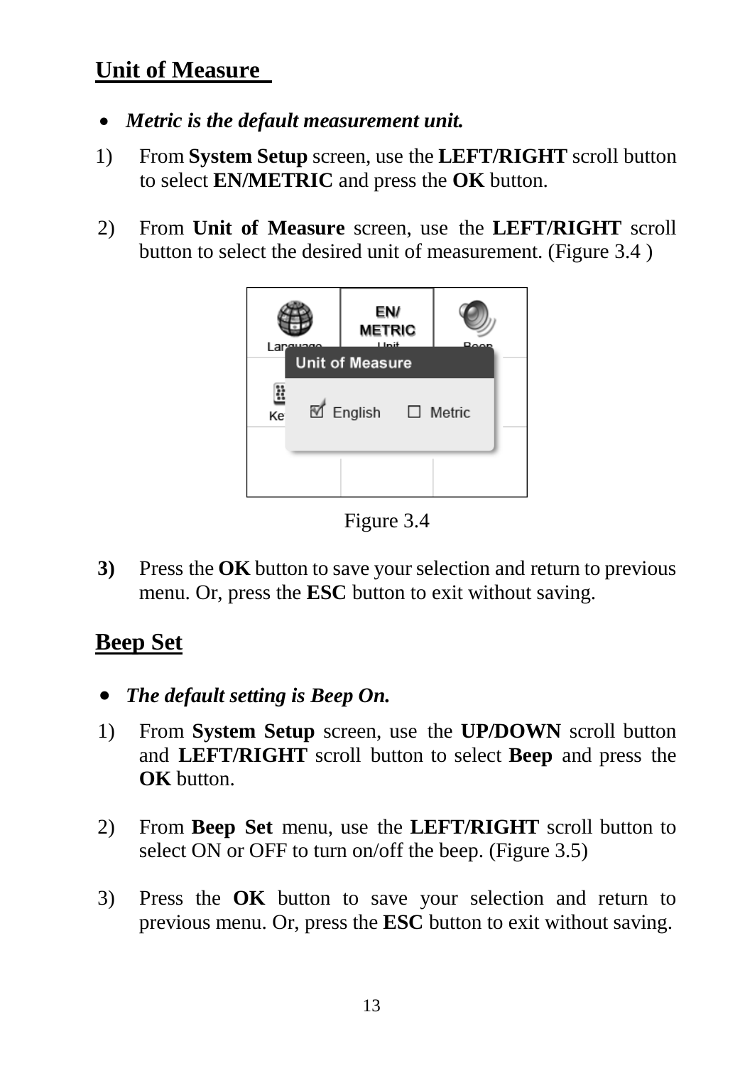## Unit of Measure

- ***Metric is the default measurement unit.***

1) From **System Setup** screen, use the **LEFT/RIGHT** scroll button to select **EN/METRIC** and press the **OK** button.

2) From **Unit of Measure** screen, use the **LEFT/RIGHT** scroll button to select the desired unit of measurement. (Figure 3.4 )

Figure 3.4

**3)** Press the **OK** button to save your selection and return to previous menu. Or, press the **ESC** button to exit without saving.

## Beep Set

- ***The default setting is Beep On.***

1) From **System Setup** screen, use the **UP/DOWN** scroll button and **LEFT/RIGHT** scroll button to select **Beep** and press the **OK** button.

2) From **Beep Set** menu, use the **LEFT/RIGHT** scroll button to select ON or OFF to turn on/off the beep. (Figure 3.5)

3) Press the **OK** button to save your selection and return to previous menu. Or, press the **ESC** button to exit without saving.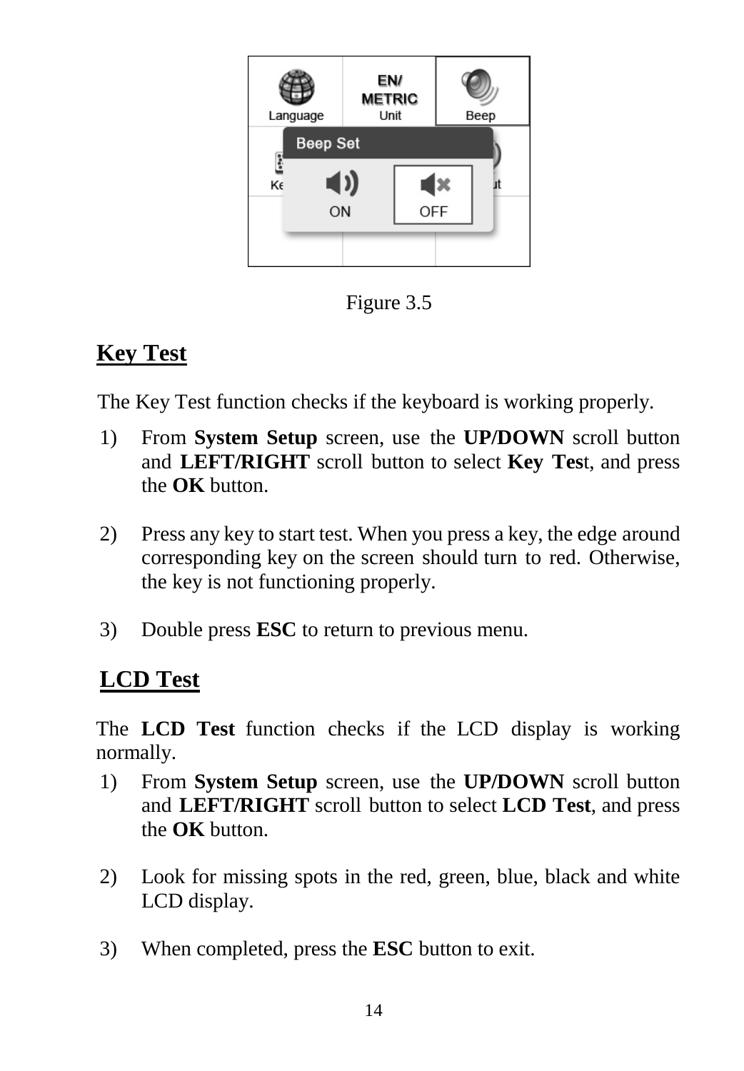Figure 3.5

## Key Test

The Key Test function checks if the keyboard is working properly.

1) From **System Setup** screen, use the **UP/DOWN** scroll button and **LEFT/RIGHT** scroll button to select **Key Tes**t, and press the **OK** button.

2) Press any key to start test. When you press a key, the edge around corresponding key on the screen should turn to red. Otherwise, the key is not functioning properly.

3) Double press **ESC** to return to previous menu.

## LCD Test

The **LCD Test** function checks if the LCD display is working normally.

1) From **System Setup** screen, use the **UP/DOWN** scroll button and **LEFT/RIGHT** scroll button to select **LCD Test**, and press the **OK** button.

2) Look for missing spots in the red, green, blue, black and white LCD display.

3) When completed, press the **ESC** button to exit.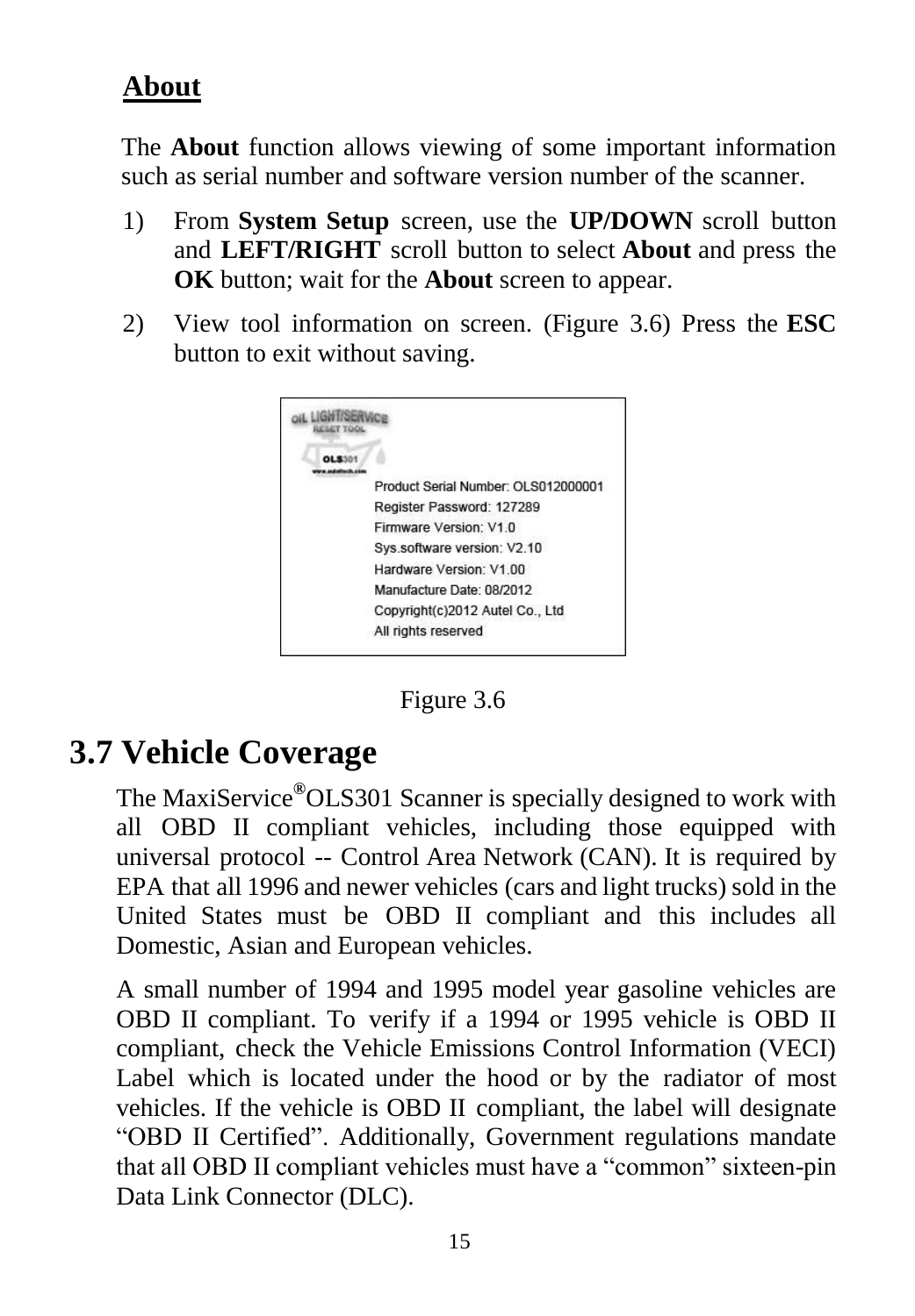## About

The **About** function allows viewing of some important information such as serial number and software version number of the scanner.

1) From **System Setup** screen, use the **UP/DOWN** scroll button and **LEFT/RIGHT** scroll button to select **About** and press the **OK** button; wait for the **About** screen to appear.
2) View tool information on screen. (Figure 3.6) Press the **ESC** button to exit without saving.

Product Serial Number: OLS012000001
Register Password: 127289
Firmware Version: V1.0
Sys.software version: V2.10
Hardware Version: V1.00
Manufacture Date: 08/2012
Copyright(c)2012 Autel Co., Ltd
All rights reserved

Figure 3.6

# 3.7 Vehicle Coverage

The MaxiService® OLS301 Scanner is specially designed to work with all OBD II compliant vehicles, including those equipped with universal protocol -- Control Area Network (CAN). It is required by EPA that all 1996 and newer vehicles (cars and light trucks) sold in the United States must be OBD II compliant and this includes all Domestic, Asian and European vehicles.

A small number of 1994 and 1995 model year gasoline vehicles are OBD II compliant. To verify if a 1994 or 1995 vehicle is OBD II compliant, check the Vehicle Emissions Control Information (VECI) Label which is located under the hood or by the radiator of most vehicles. If the vehicle is OBD II compliant, the label will designate "OBD II Certified". Additionally, Government regulations mandate that all OBD II compliant vehicles must have a "common" sixteen-pin Data Link Connector (DLC).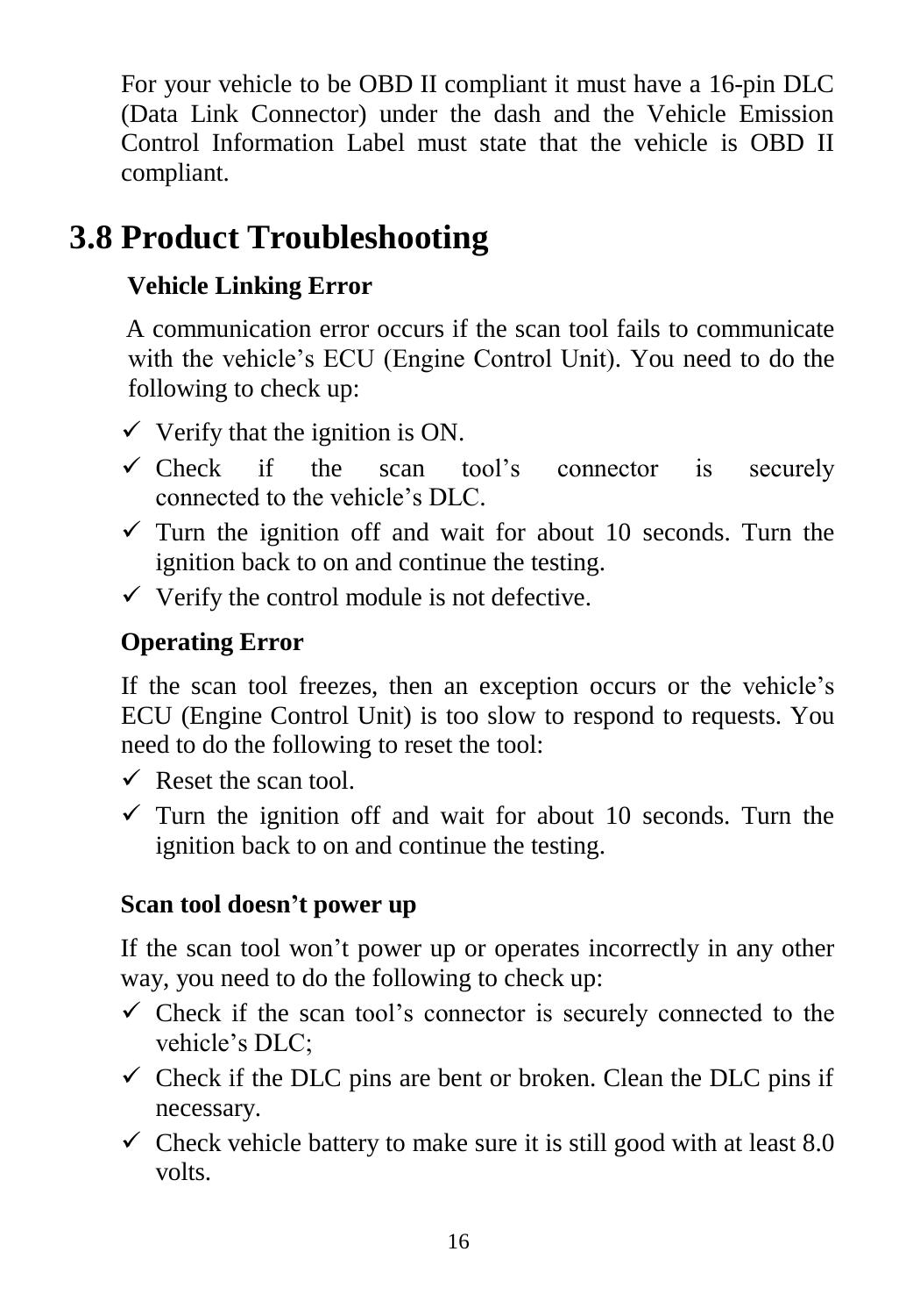For your vehicle to be OBD II compliant it must have a 16-pin DLC (Data Link Connector) under the dash and the Vehicle Emission Control Information Label must state that the vehicle is OBD II compliant.

## 3.8 Product Troubleshooting

**Vehicle Linking Error**

A communication error occurs if the scan tool fails to communicate with the vehicle's ECU (Engine Control Unit). You need to do the following to check up:

- ✓ Verify that the ignition is ON.
- ✓ Check if the scan tool's connector is securely connected to the vehicle's DLC.
- ✓ Turn the ignition off and wait for about 10 seconds. Turn the ignition back to on and continue the testing.
- ✓ Verify the control module is not defective.

**Operating Error**

If the scan tool freezes, then an exception occurs or the vehicle's ECU (Engine Control Unit) is too slow to respond to requests. You need to do the following to reset the tool:

- ✓ Reset the scan tool.
- ✓ Turn the ignition off and wait for about 10 seconds. Turn the ignition back to on and continue the testing.

**Scan tool doesn't power up**

If the scan tool won't power up or operates incorrectly in any other way, you need to do the following to check up:

- ✓ Check if the scan tool's connector is securely connected to the vehicle's DLC;
- ✓ Check if the DLC pins are bent or broken. Clean the DLC pins if necessary.
- ✓ Check vehicle battery to make sure it is still good with at least 8.0 volts.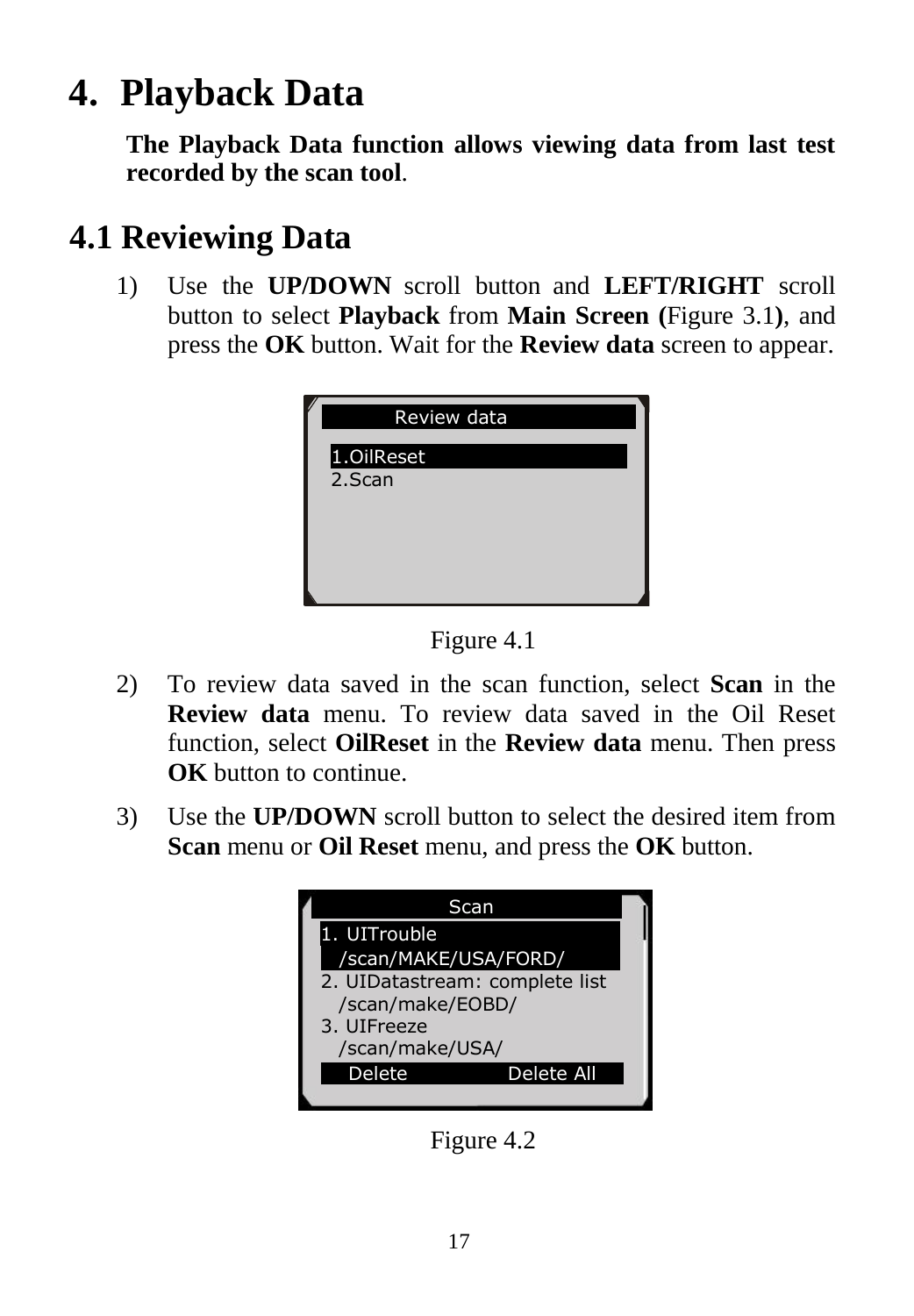# 4. Playback Data

**The Playback Data function allows viewing data from last test recorded by the scan tool**.

## 4.1 Reviewing Data

1) Use the **UP/DOWN** scroll button and **LEFT/RIGHT** scroll button to select **Playback** from **Main Screen (**Figure 3.1**)**, and press the **OK** button. Wait for the **Review data** screen to appear.

Figure 4.1

2) To review data saved in the scan function, select **Scan** in the **Review data** menu. To review data saved in the Oil Reset function, select **OilReset** in the **Review data** menu. Then press **OK** button to continue.

3) Use the **UP/DOWN** scroll button to select the desired item from **Scan** menu or **Oil Reset** menu, and press the **OK** button.

Figure 4.2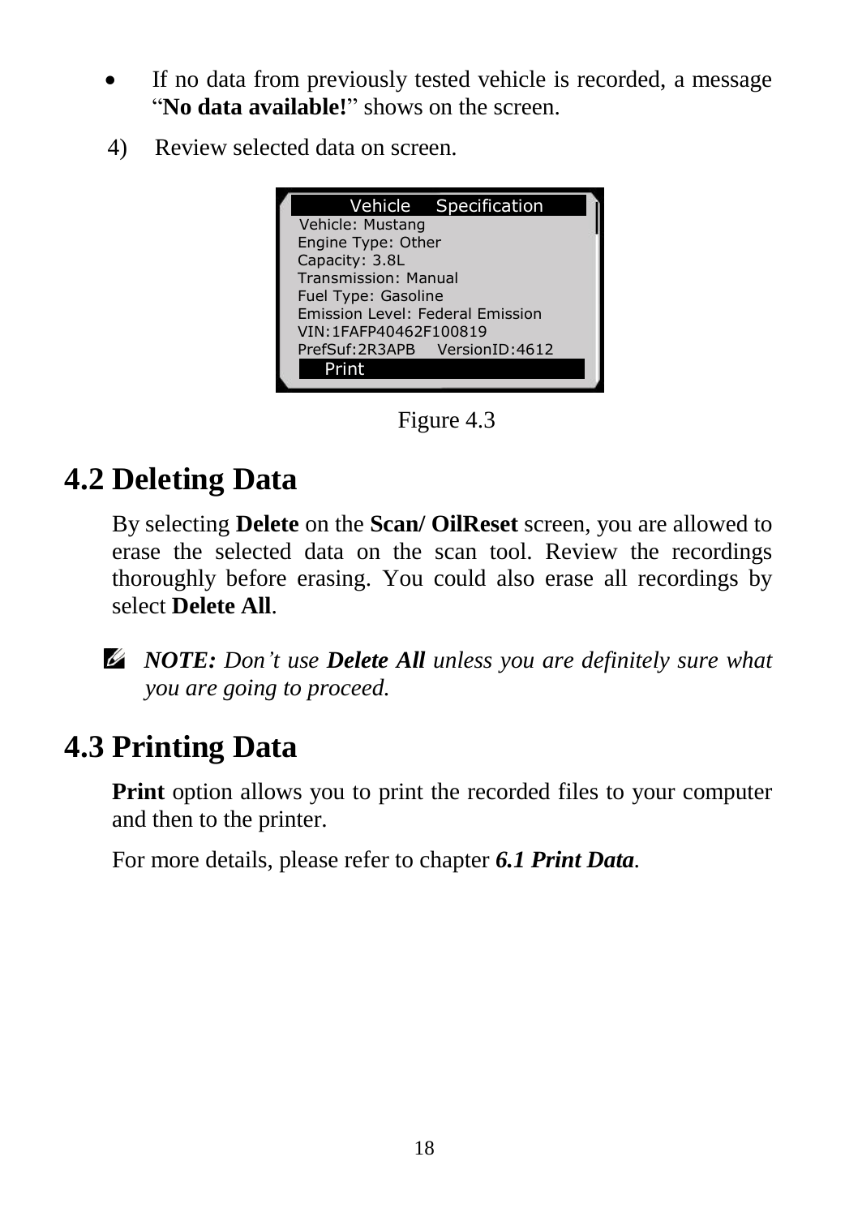- If no data from previously tested vehicle is recorded, a message "**No data available!**" shows on the screen.

4) Review selected data on screen.

```
Vehicle Specification
Vehicle: Mustang
Engine Type: Other
Capacity: 3.8L
Transmission: Manual
Fuel Type: Gasoline
Emission Level: Federal Emission
VIN:1FAFP40462F100819
PrefSuf:2R3APB    VersionID:4612
Print
```

Figure 4.3

## 4.2 Deleting Data

By selecting **Delete** on the **Scan/ OilReset** screen, you are allowed to erase the selected data on the scan tool. Review the recordings thoroughly before erasing. You could also erase all recordings by select **Delete All**.

*__NOTE:__ Don't use __Delete All__ unless you are definitely sure what you are going to proceed.*

## 4.3 Printing Data

**Print** option allows you to print the recorded files to your computer and then to the printer.

For more details, please refer to chapter ***6.1 Print Data***.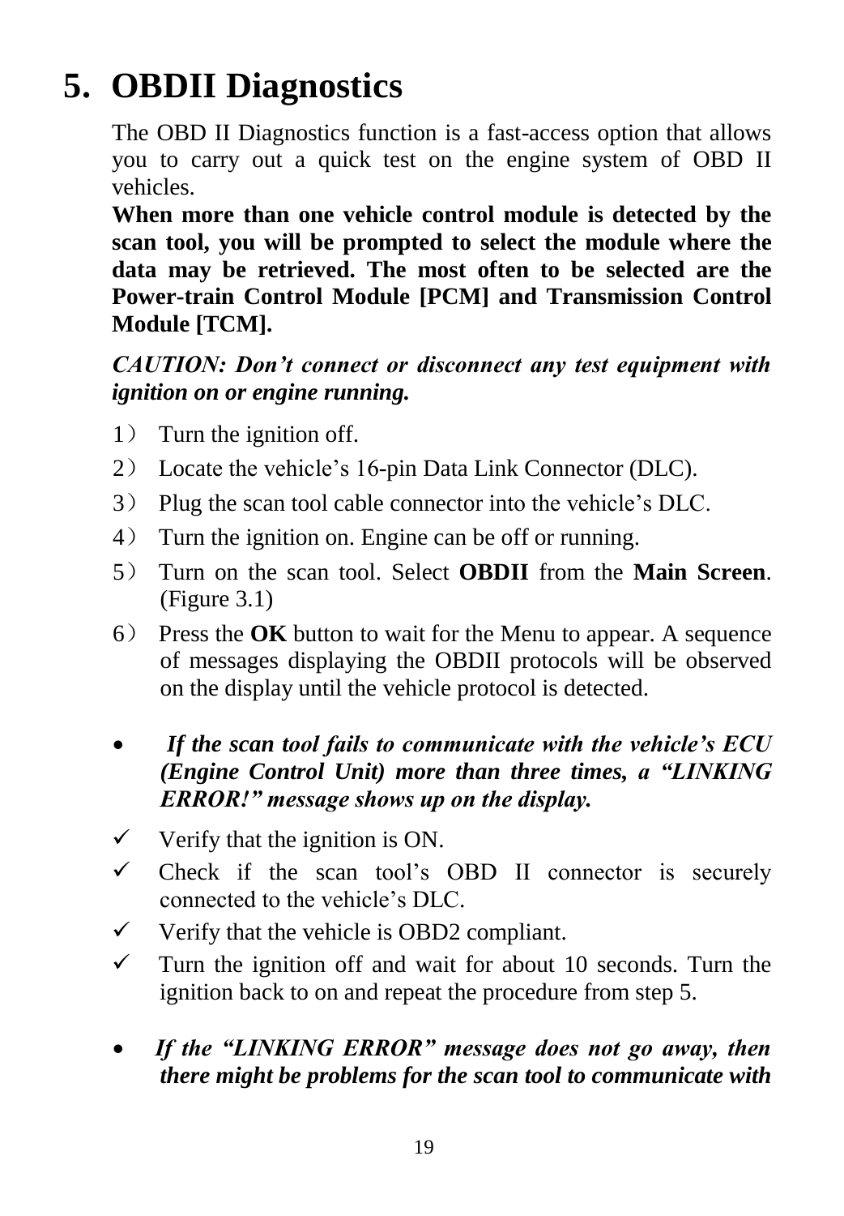# 5. OBDII Diagnostics

The OBD II Diagnostics function is a fast-access option that allows you to carry out a quick test on the engine system of OBD II vehicles.

**When more than one vehicle control module is detected by the scan tool, you will be prompted to select the module where the data may be retrieved. The most often to be selected are the Power-train Control Module [PCM] and Transmission Control Module [TCM].**

***CAUTION: Don't connect or disconnect any test equipment with ignition on or engine running.***

1） Turn the ignition off.

2） Locate the vehicle's 16-pin Data Link Connector (DLC).

3） Plug the scan tool cable connector into the vehicle's DLC.

4） Turn the ignition on. Engine can be off or running.

5） Turn on the scan tool. Select **OBDII** from the **Main Screen**. (Figure 3.1)

6） Press the **OK** button to wait for the Menu to appear. A sequence of messages displaying the OBDII protocols will be observed on the display until the vehicle protocol is detected.

- ***If the scan tool fails to communicate with the vehicle's ECU (Engine Control Unit) more than three times, a "LINKING ERROR!" message shows up on the display.***

✓ Verify that the ignition is ON.

✓ Check if the scan tool's OBD II connector is securely connected to the vehicle's DLC.

✓ Verify that the vehicle is OBD2 compliant.

✓ Turn the ignition off and wait for about 10 seconds. Turn the ignition back to on and repeat the procedure from step 5.

- ***If the "LINKING ERROR" message does not go away, then there might be problems for the scan tool to communicate with***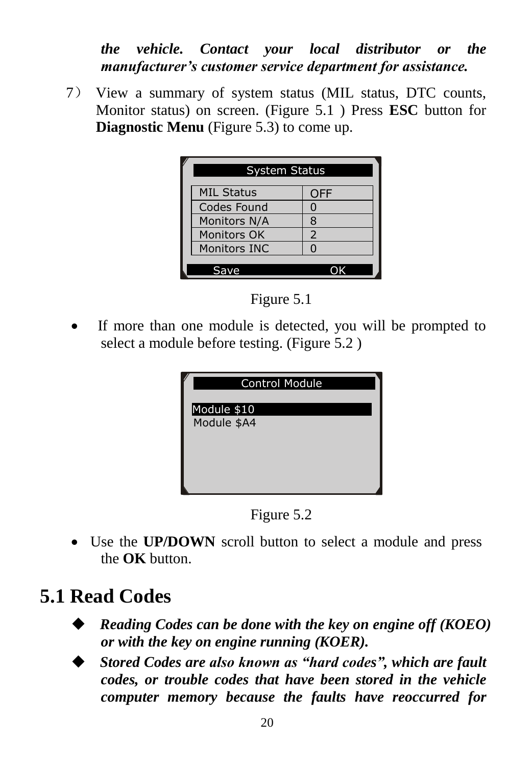***the vehicle. Contact your local distributor or the manufacturer's customer service department for assistance.***

7) View a summary of system status (MIL status, DTC counts, Monitor status) on screen. (Figure 5.1 ) Press **ESC** button for **Diagnostic Menu** (Figure 5.3) to come up.

| System Status | |
|---|---|
| MIL Status | OFF |
| Codes Found | 0 |
| Monitors N/A | 8 |
| Monitors OK | 2 |
| Monitors INC | 0 |

Save OK

Figure 5.1

- If more than one module is detected, you will be prompted to select a module before testing. (Figure 5.2 )

Control Module

Module $10
Module $A4

Figure 5.2

- Use the **UP/DOWN** scroll button to select a module and press the **OK** button.

## 5.1 Read Codes

- ***Reading Codes can be done with the key on engine off (KOEO) or with the key on engine running (KOER).***
- ***Stored Codes are also known as "hard codes", which are fault codes, or trouble codes that have been stored in the vehicle computer memory because the faults have reoccurred for***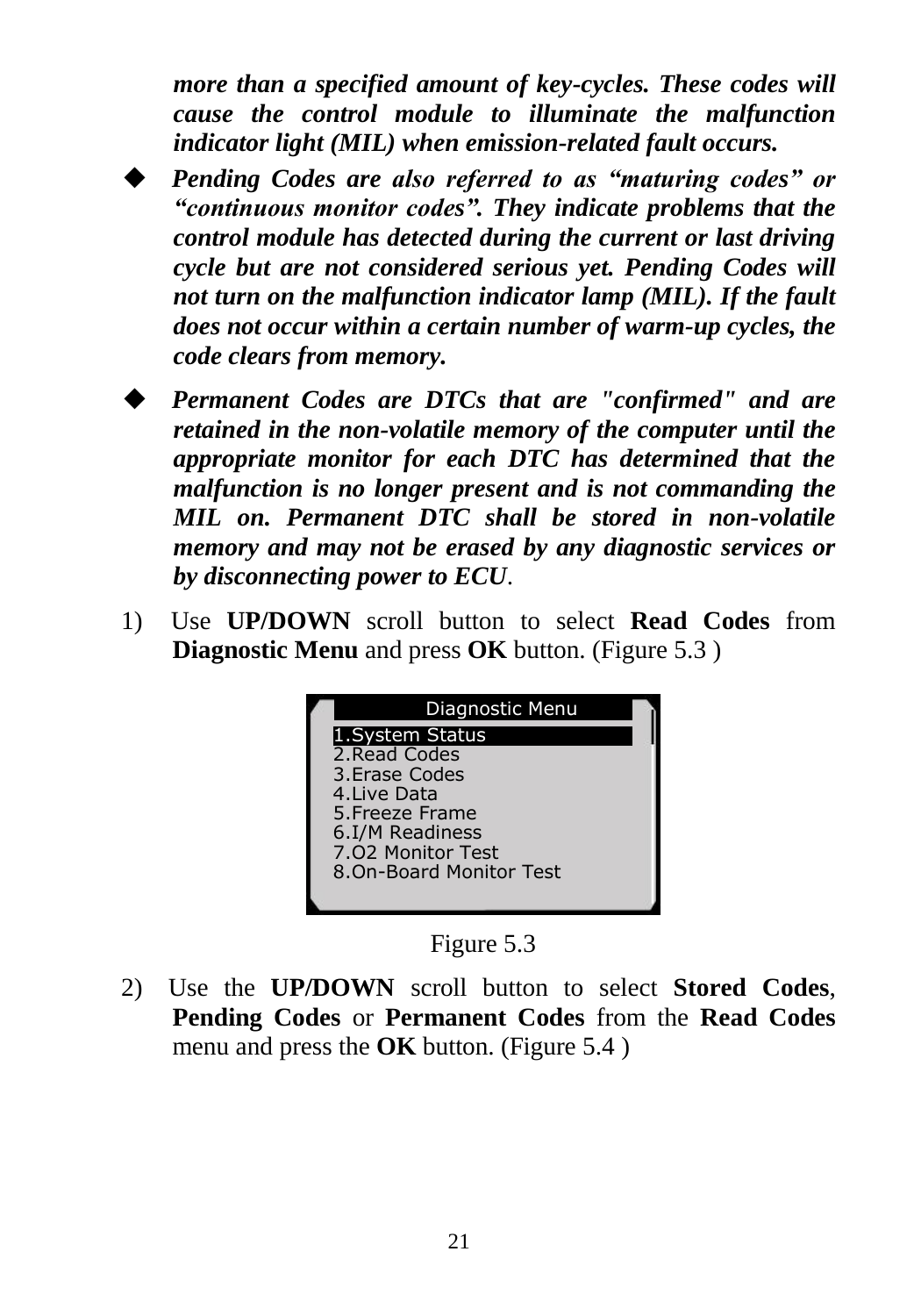***more than a specified amount of key-cycles. These codes will cause the control module to illuminate the malfunction indicator light (MIL) when emission-related fault occurs.***

- ***Pending Codes are also referred to as "maturing codes" or "continuous monitor codes". They indicate problems that the control module has detected during the current or last driving cycle but are not considered serious yet. Pending Codes will not turn on the malfunction indicator lamp (MIL). If the fault does not occur within a certain number of warm-up cycles, the code clears from memory.***

- ***Permanent Codes are DTCs that are "confirmed" and are retained in the non-volatile memory of the computer until the appropriate monitor for each DTC has determined that the malfunction is no longer present and is not commanding the MIL on. Permanent DTC shall be stored in non-volatile memory and may not be erased by any diagnostic services or by disconnecting power to ECU***.

1) Use **UP/DOWN** scroll button to select **Read Codes** from **Diagnostic Menu** and press **OK** button. (Figure 5.3 )

```
Diagnostic Menu
1.System Status
2.Read Codes
3.Erase Codes
4.Live Data
5.Freeze Frame
6.I/M Readiness
7.O2 Monitor Test
8.On-Board Monitor Test
```

Figure 5.3

2) Use the **UP/DOWN** scroll button to select **Stored Codes**, **Pending Codes** or **Permanent Codes** from the **Read Codes** menu and press the **OK** button. (Figure 5.4 )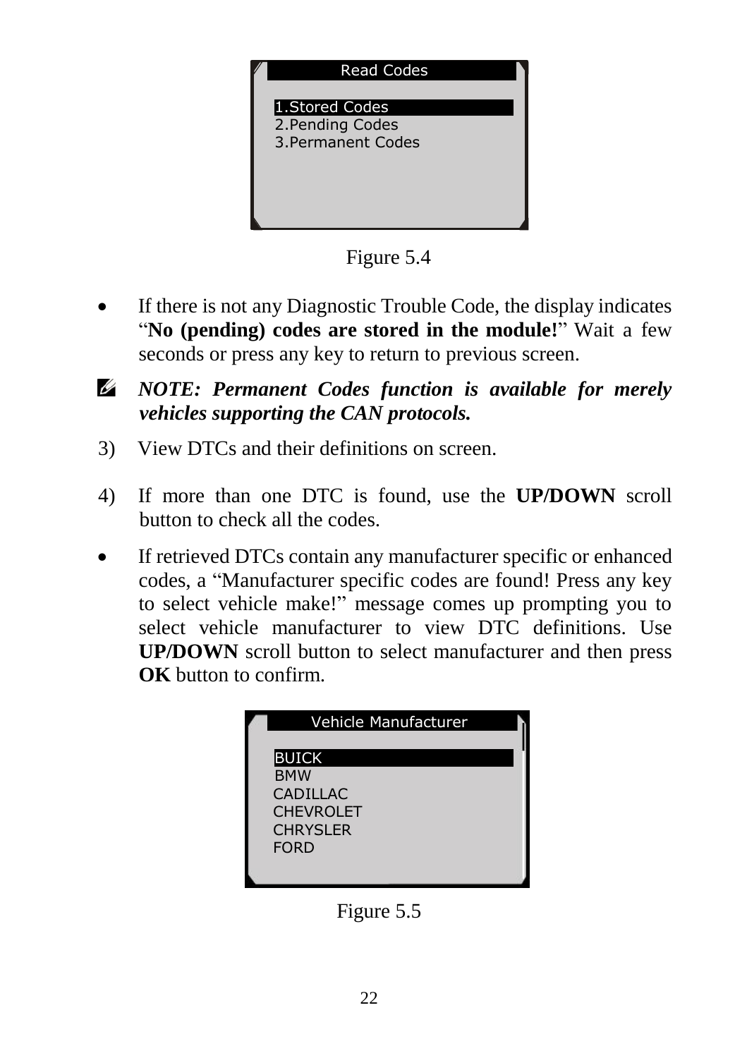```
Read Codes

1.Stored Codes
2.Pending Codes
3.Permanent Codes
```

Figure 5.4

- If there is not any Diagnostic Trouble Code, the display indicates "**No (pending) codes are stored in the module!**" Wait a few seconds or press any key to return to previous screen.

***NOTE: Permanent Codes function is available for merely vehicles supporting the CAN protocols.***

3) View DTCs and their definitions on screen.

4) If more than one DTC is found, use the **UP/DOWN** scroll button to check all the codes.

- If retrieved DTCs contain any manufacturer specific or enhanced codes, a "Manufacturer specific codes are found! Press any key to select vehicle make!" message comes up prompting you to select vehicle manufacturer to view DTC definitions. Use **UP/DOWN** scroll button to select manufacturer and then press **OK** button to confirm.

```
Vehicle Manufacturer

BUICK
BMW
CADILLAC
CHEVROLET
CHRYSLER
FORD
```

Figure 5.5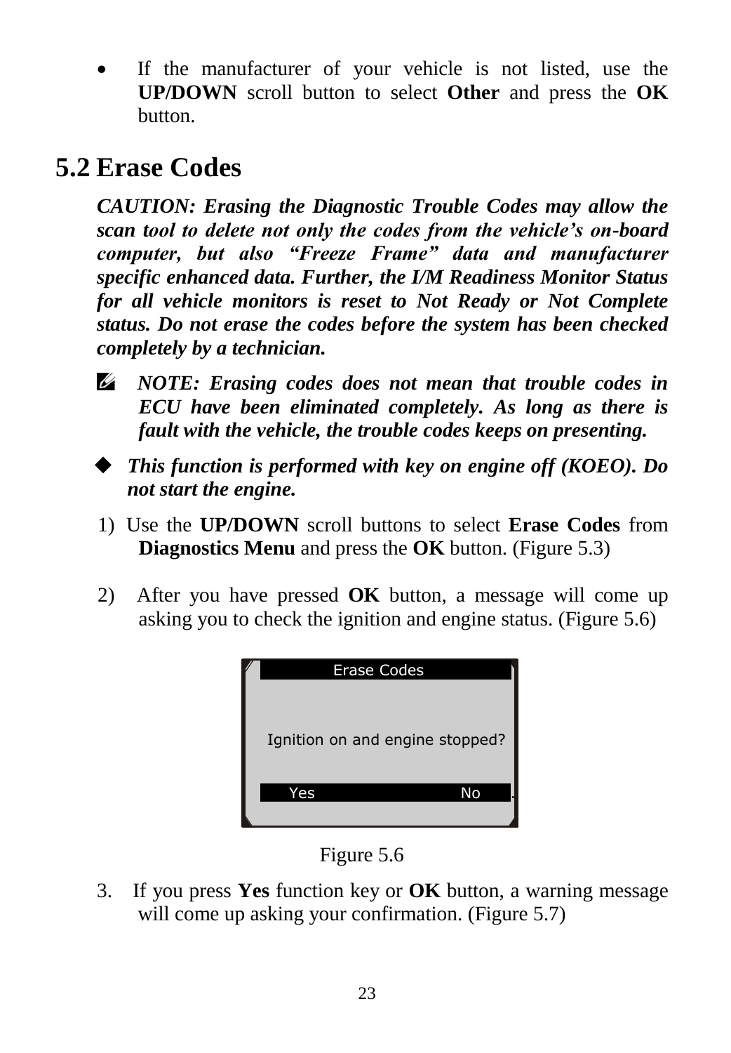- If the manufacturer of your vehicle is not listed, use the **UP/DOWN** scroll button to select **Other** and press the **OK** button.

## 5.2 Erase Codes

***CAUTION: Erasing the Diagnostic Trouble Codes may allow the scan tool to delete not only the codes from the vehicle's on-board computer, but also "Freeze Frame" data and manufacturer specific enhanced data. Further, the I/M Readiness Monitor Status for all vehicle monitors is reset to Not Ready or Not Complete status. Do not erase the codes before the system has been checked completely by a technician.***

✍ ***NOTE: Erasing codes does not mean that trouble codes in ECU have been eliminated completely. As long as there is fault with the vehicle, the trouble codes keeps on presenting.***

◆ ***This function is performed with key on engine off (KOEO). Do not start the engine.***

1) Use the **UP/DOWN** scroll buttons to select **Erase Codes** from **Diagnostics Menu** and press the **OK** button. (Figure 5.3)

2) After you have pressed **OK** button, a message will come up asking you to check the ignition and engine status. (Figure 5.6)

Erase Codes

Ignition on and engine stopped?

Yes No

Figure 5.6

3. If you press **Yes** function key or **OK** button, a warning message will come up asking your confirmation. (Figure 5.7)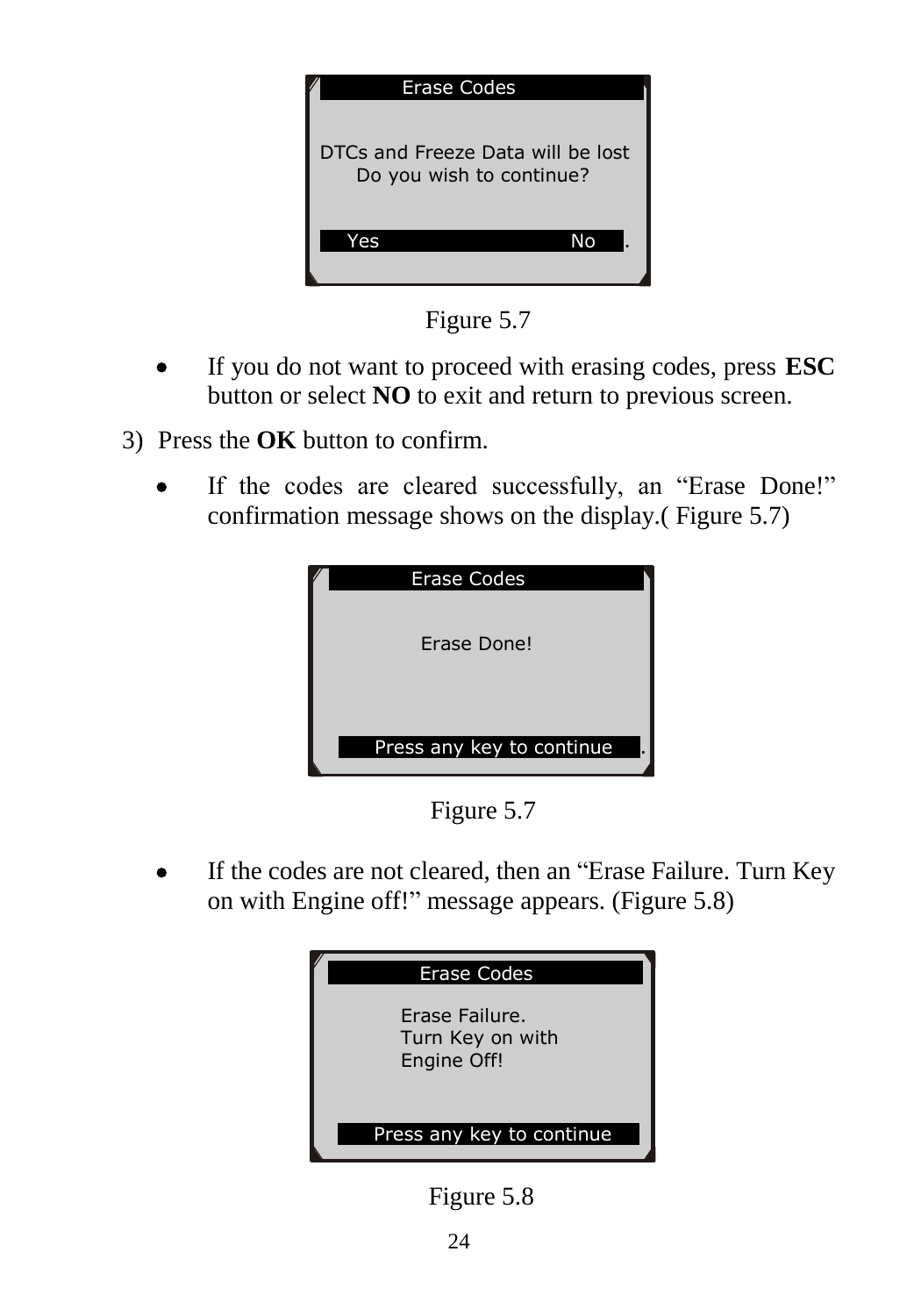Erase Codes

DTCs and Freeze Data will be lost
Do you wish to continue?

Yes                No

Figure 5.7

- If you do not want to proceed with erasing codes, press **ESC** button or select **NO** to exit and return to previous screen.

3) Press the **OK** button to confirm.

- If the codes are cleared successfully, an "Erase Done!" confirmation message shows on the display.( Figure 5.7)

Erase Codes

Erase Done!

Press any key to continue

Figure 5.7

- If the codes are not cleared, then an "Erase Failure. Turn Key on with Engine off!" message appears. (Figure 5.8)

Erase Codes

Erase Failure.
Turn Key on with
Engine Off!

Press any key to continue

Figure 5.8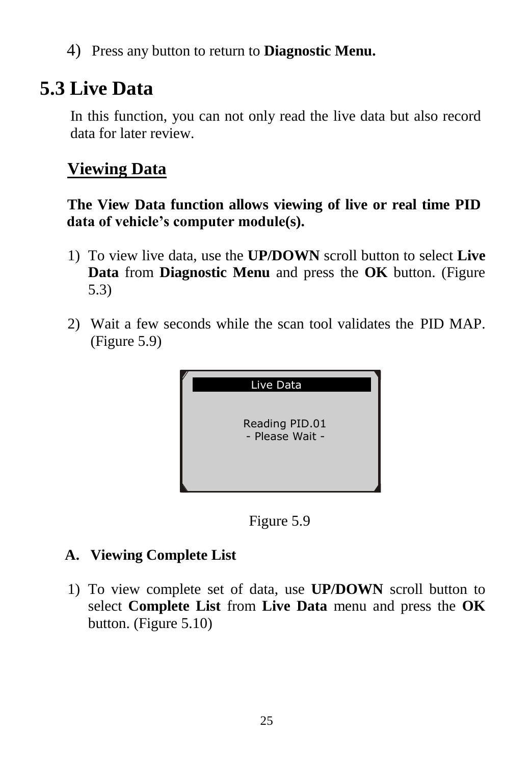4) Press any button to return to **Diagnostic Menu.**

## 5.3 Live Data

In this function, you can not only read the live data but also record data for later review.

### Viewing Data

**The View Data function allows viewing of live or real time PID data of vehicle's computer module(s).**

1) To view live data, use the **UP/DOWN** scroll button to select **Live Data** from **Diagnostic Menu** and press the **OK** button. (Figure 5.3)

2) Wait a few seconds while the scan tool validates the PID MAP. (Figure 5.9)

```
Live Data

Reading PID.01
- Please Wait -
```

Figure 5.9

**A. Viewing Complete List**

1) To view complete set of data, use **UP/DOWN** scroll button to select **Complete List** from **Live Data** menu and press the **OK** button. (Figure 5.10)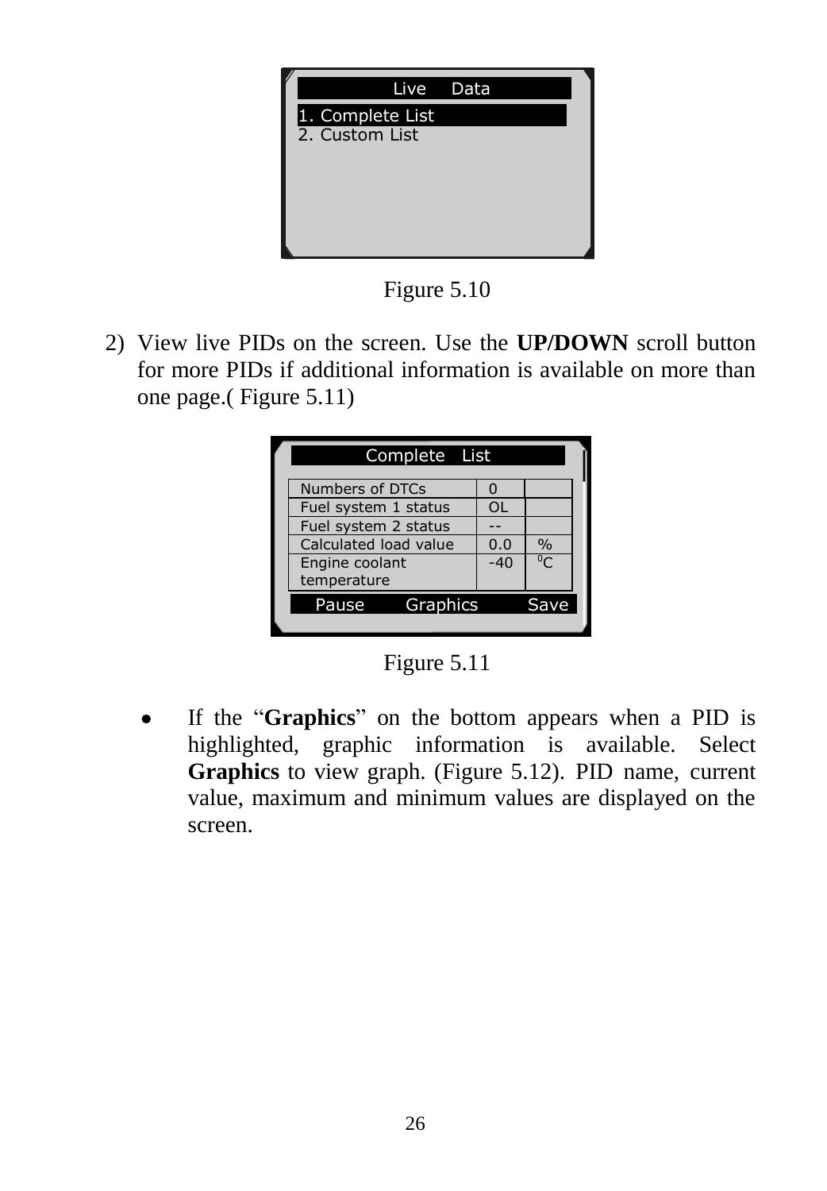Live Data

1. Complete List
2. Custom List

Figure 5.10

2) View live PIDs on the screen. Use the **UP/DOWN** scroll button for more PIDs if additional information is available on more than one page.( Figure 5.11)

Complete List

| Numbers of DTCs | 0 | |
|---|---|---|
| Fuel system 1 status | OL | |
| Fuel system 2 status | -- | |
| Calculated load value | 0.0 | % |
| Engine coolant temperature | -40 | $^0$C |

Pause Graphics Save

Figure 5.11

- If the "**Graphics**" on the bottom appears when a PID is highlighted, graphic information is available. Select **Graphics** to view graph. (Figure 5.12). PID name, current value, maximum and minimum values are displayed on the screen.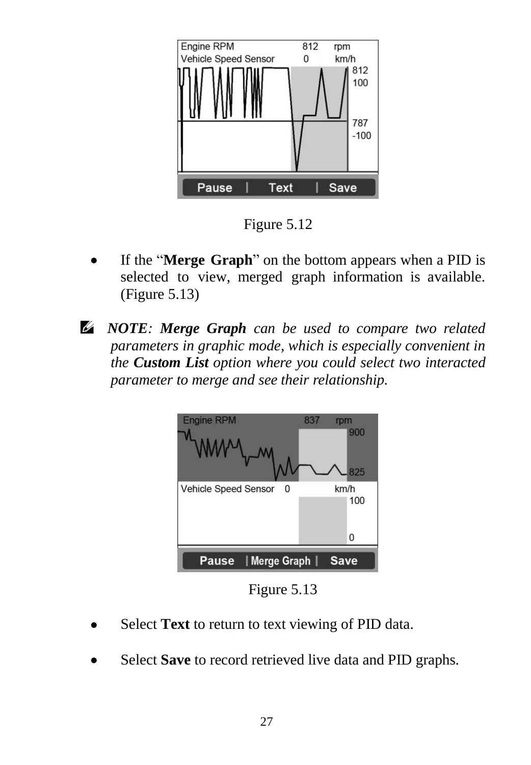Figure 5.12

- If the "**Merge Graph**" on the bottom appears when a PID is selected to view, merged graph information is available. (Figure 5.13)

*NOTE: **Merge Graph** can be used to compare two related parameters in graphic mode, which is especially convenient in the **Custom List** option where you could select two interacted parameter to merge and see their relationship.*

Figure 5.13

- Select **Text** to return to text viewing of PID data.

- Select **Save** to record retrieved live data and PID graphs.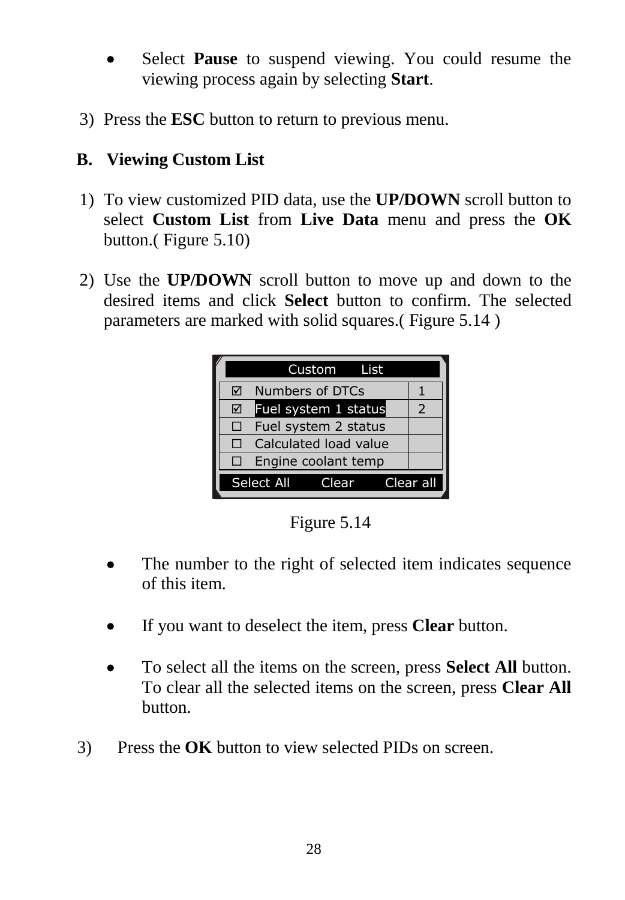- Select **Pause** to suspend viewing. You could resume the viewing process again by selecting **Start**.

3) Press the **ESC** button to return to previous menu.

**B. Viewing Custom List**

1) To view customized PID data, use the **UP/DOWN** scroll button to select **Custom List** from **Live Data** menu and press the **OK** button.( Figure 5.10)

2) Use the **UP/DOWN** scroll button to move up and down to the desired items and click **Select** button to confirm. The selected parameters are marked with solid squares.( Figure 5.14 )

| Custom List | | |
|---|---|---|
| ☑ | Numbers of DTCs | 1 |
| ☑ | Fuel system 1 status | 2 |
| ☐ | Fuel system 2 status | |
| ☐ | Calculated load value | |
| ☐ | Engine coolant temp | |
| Select All | Clear | Clear all |

Figure 5.14

- The number to the right of selected item indicates sequence of this item.

- If you want to deselect the item, press **Clear** button.

- To select all the items on the screen, press **Select All** button. To clear all the selected items on the screen, press **Clear All** button.

3) Press the **OK** button to view selected PIDs on screen.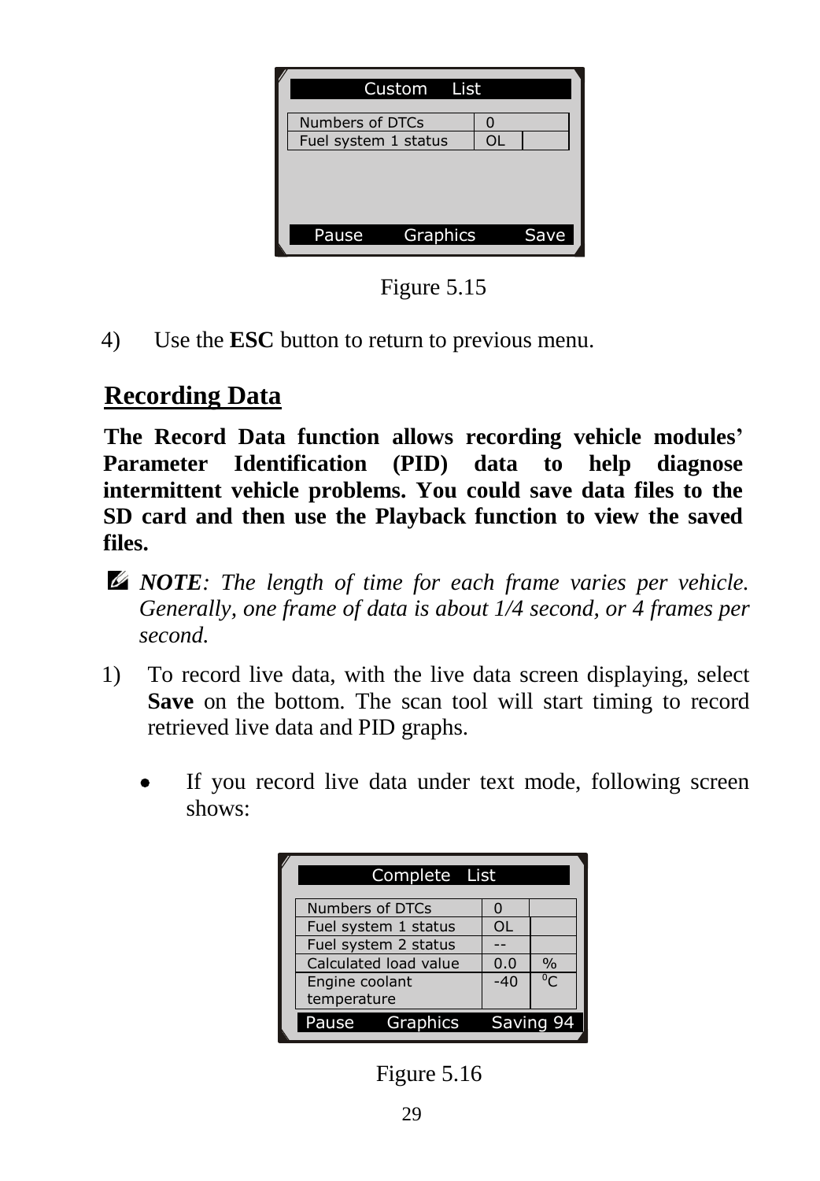| Custom List | | |
|---|---|---|
| Numbers of DTCs | 0 | |
| Fuel system 1 status | OL | |

Pause Graphics Save

Figure 5.15

4) Use the **ESC** button to return to previous menu.

## Recording Data

**The Record Data function allows recording vehicle modules' Parameter Identification (PID) data to help diagnose intermittent vehicle problems. You could save data files to the SD card and then use the Playback function to view the saved files.**

✍ ***NOTE****: The length of time for each frame varies per vehicle. Generally, one frame of data is about 1/4 second, or 4 frames per second.*

1) To record live data, with the live data screen displaying, select **Save** on the bottom. The scan tool will start timing to record retrieved live data and PID graphs.

- If you record live data under text mode, following screen shows:

| Complete List | | |
|---|---|---|
| Numbers of DTCs | 0 | |
| Fuel system 1 status | OL | |
| Fuel system 2 status | -- | |
| Calculated load value | 0.0 | % |
| Engine coolant temperature | -40 | °C |

Pause Graphics Saving 94

Figure 5.16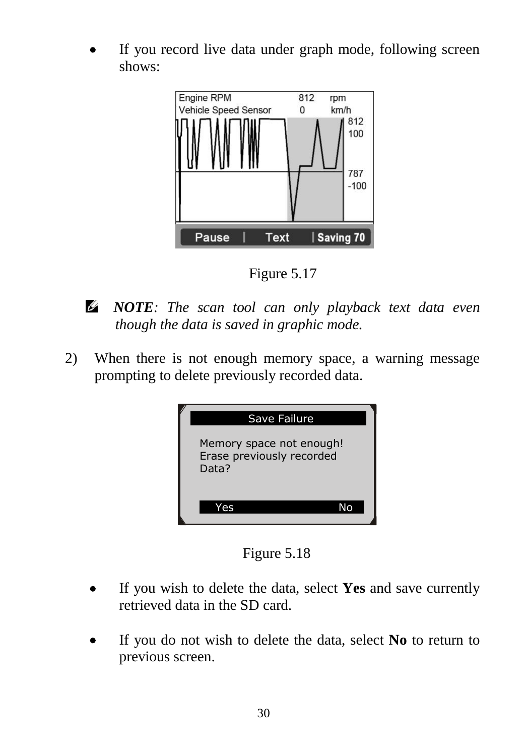- If you record live data under graph mode, following screen shows:

Figure 5.17

*NOTE: The scan tool can only playback text data even though the data is saved in graphic mode.*

2) When there is not enough memory space, a warning message prompting to delete previously recorded data.

Figure 5.18

- If you wish to delete the data, select **Yes** and save currently retrieved data in the SD card.

- If you do not wish to delete the data, select **No** to return to previous screen.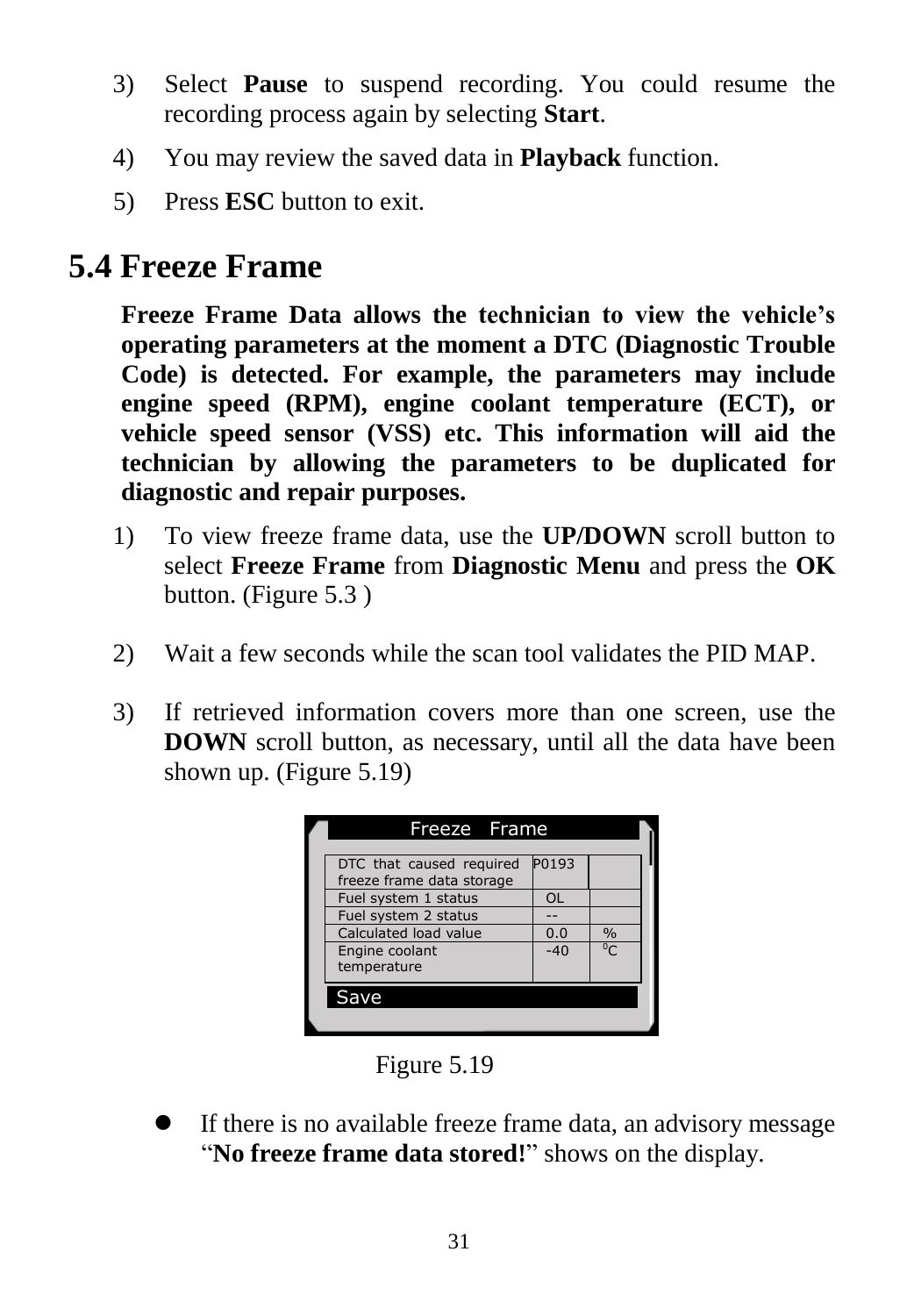3) Select **Pause** to suspend recording. You could resume the recording process again by selecting **Start**.

4) You may review the saved data in **Playback** function.

5) Press **ESC** button to exit.

## 5.4 Freeze Frame

**Freeze Frame Data allows the technician to view the vehicle's operating parameters at the moment a DTC (Diagnostic Trouble Code) is detected. For example, the parameters may include engine speed (RPM), engine coolant temperature (ECT), or vehicle speed sensor (VSS) etc. This information will aid the technician by allowing the parameters to be duplicated for diagnostic and repair purposes.**

1) To view freeze frame data, use the **UP/DOWN** scroll button to select **Freeze Frame** from **Diagnostic Menu** and press the **OK** button. (Figure 5.3 )

2) Wait a few seconds while the scan tool validates the PID MAP.

3) If retrieved information covers more than one screen, use the **DOWN** scroll button, as necessary, until all the data have been shown up. (Figure 5.19)

Freeze Frame

| DTC that caused required freeze frame data storage | P0193 | |
|---|---|---|
| Fuel system 1 status | OL | |
| Fuel system 2 status | -- | |
| Calculated load value | 0.0 | % |
| Engine coolant temperature | -40 | $^0$C |

Save

Figure 5.19

- If there is no available freeze frame data, an advisory message "**No freeze frame data stored!**" shows on the display.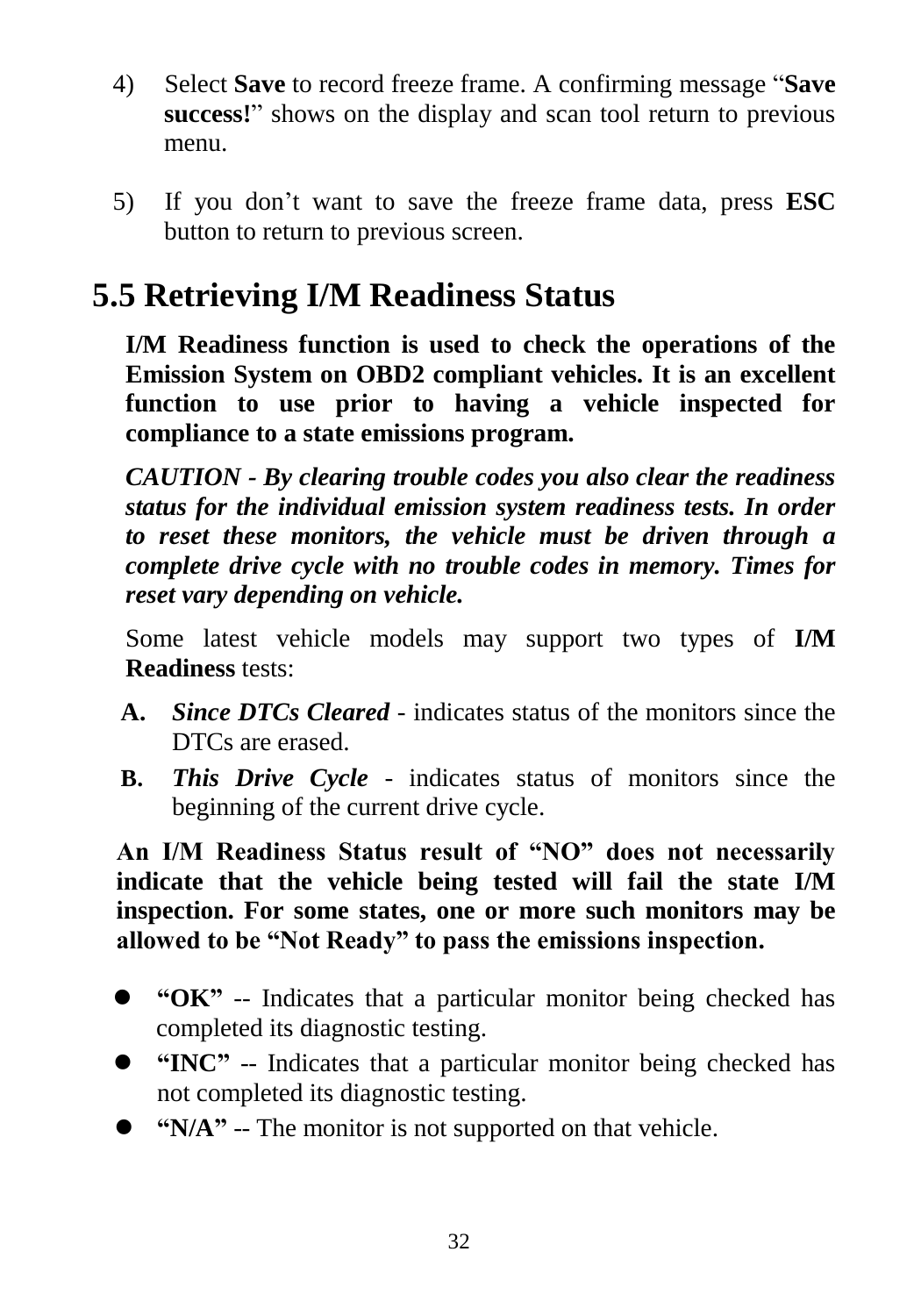4) Select **Save** to record freeze frame. A confirming message "**Save success!**" shows on the display and scan tool return to previous menu.

5) If you don't want to save the freeze frame data, press **ESC** button to return to previous screen.

## 5.5 Retrieving I/M Readiness Status

**I/M Readiness function is used to check the operations of the Emission System on OBD2 compliant vehicles. It is an excellent function to use prior to having a vehicle inspected for compliance to a state emissions program.**

***CAUTION - By clearing trouble codes you also clear the readiness status for the individual emission system readiness tests. In order to reset these monitors, the vehicle must be driven through a complete drive cycle with no trouble codes in memory. Times for reset vary depending on vehicle.***

Some latest vehicle models may support two types of **I/M Readiness** tests:

**A.** ***Since DTCs Cleared*** - indicates status of the monitors since the DTCs are erased.

**B.** ***This Drive Cycle*** - indicates status of monitors since the beginning of the current drive cycle.

**An I/M Readiness Status result of "NO" does not necessarily indicate that the vehicle being tested will fail the state I/M inspection. For some states, one or more such monitors may be allowed to be "Not Ready" to pass the emissions inspection.**

- **"OK"** -- Indicates that a particular monitor being checked has completed its diagnostic testing.
- **"INC"** -- Indicates that a particular monitor being checked has not completed its diagnostic testing.
- **"N/A"** -- The monitor is not supported on that vehicle.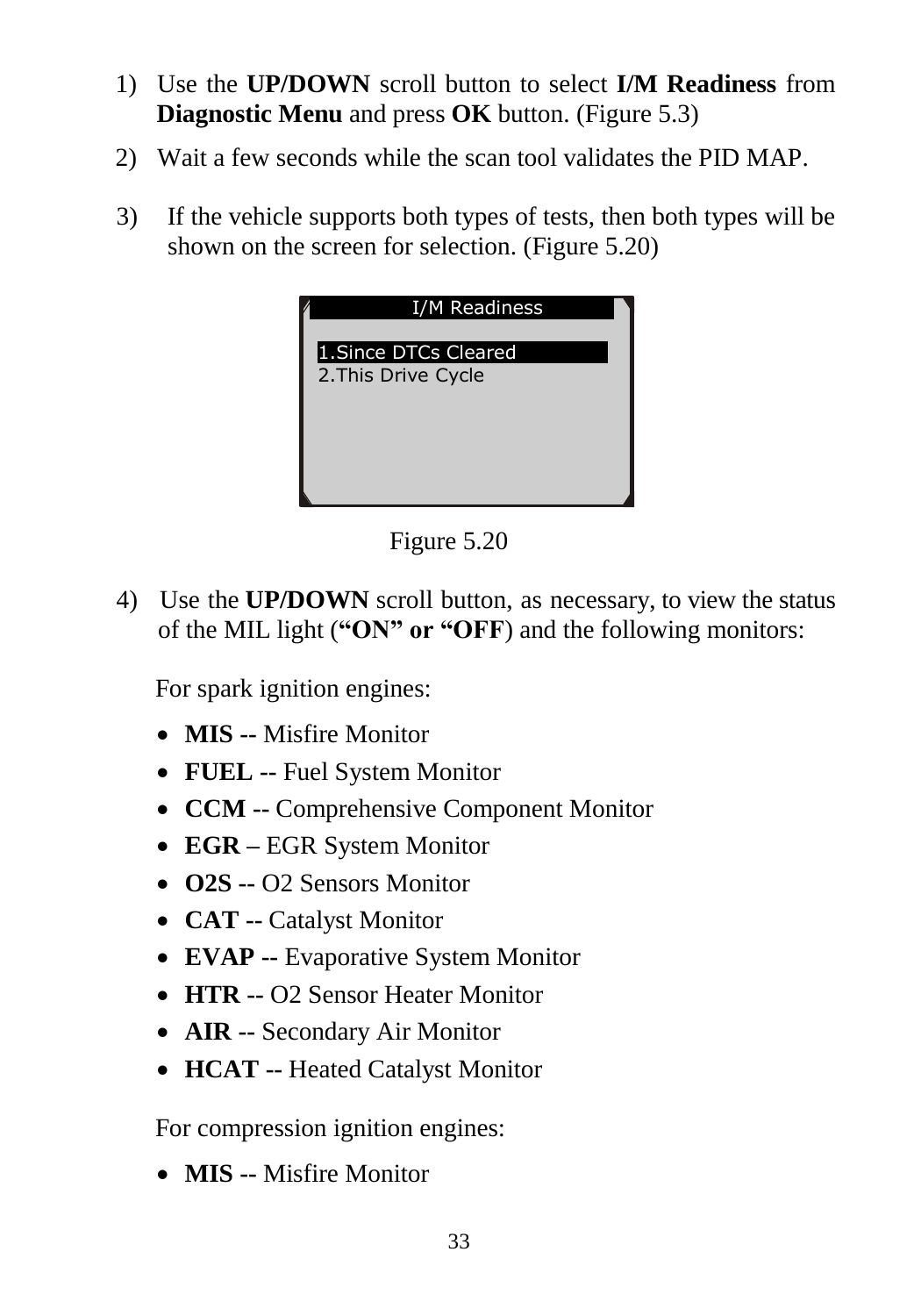1) Use the **UP/DOWN** scroll button to select **I/M Readiness** from **Diagnostic Menu** and press **OK** button. (Figure 5.3)

2) Wait a few seconds while the scan tool validates the PID MAP.

3) If the vehicle supports both types of tests, then both types will be shown on the screen for selection. (Figure 5.20)

```
I/M Readiness

1.Since DTCs Cleared
2.This Drive Cycle
```

Figure 5.20

4) Use the **UP/DOWN** scroll button, as necessary, to view the status of the MIL light (**"ON" or "OFF**) and the following monitors:

For spark ignition engines:

- **MIS --** Misfire Monitor
- **FUEL --** Fuel System Monitor
- **CCM --** Comprehensive Component Monitor
- **EGR –** EGR System Monitor
- **O2S --** O2 Sensors Monitor
- **CAT --** Catalyst Monitor
- **EVAP --** Evaporative System Monitor
- **HTR --** O2 Sensor Heater Monitor
- **AIR --** Secondary Air Monitor
- **HCAT --** Heated Catalyst Monitor

For compression ignition engines:

- **MIS --** Misfire Monitor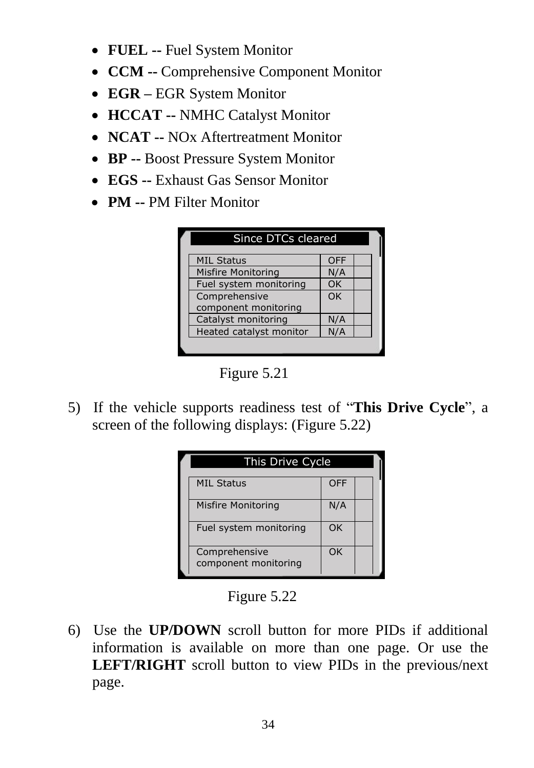- **FUEL --** Fuel System Monitor
- **CCM --** Comprehensive Component Monitor
- **EGR –** EGR System Monitor
- **HCCAT --** NMHC Catalyst Monitor
- **NCAT --** NOx Aftertreatment Monitor
- **BP --** Boost Pressure System Monitor
- **EGS --** Exhaust Gas Sensor Monitor
- **PM --** PM Filter Monitor

| Since DTCs cleared | | |
|---|---|---|
| MIL Status | OFF | |
| Misfire Monitoring | N/A | |
| Fuel system monitoring | OK | |
| Comprehensive component monitoring | OK | |
| Catalyst monitoring | N/A | |
| Heated catalyst monitor | N/A | |

Figure 5.21

5) If the vehicle supports readiness test of "**This Drive Cycle**", a screen of the following displays: (Figure 5.22)

| This Drive Cycle | | |
|---|---|---|
| MIL Status | OFF | |
| Misfire Monitoring | N/A | |
| Fuel system monitoring | OK | |
| Comprehensive component monitoring | OK | |

Figure 5.22

6) Use the **UP/DOWN** scroll button for more PIDs if additional information is available on more than one page. Or use the **LEFT/RIGHT** scroll button to view PIDs in the previous/next page.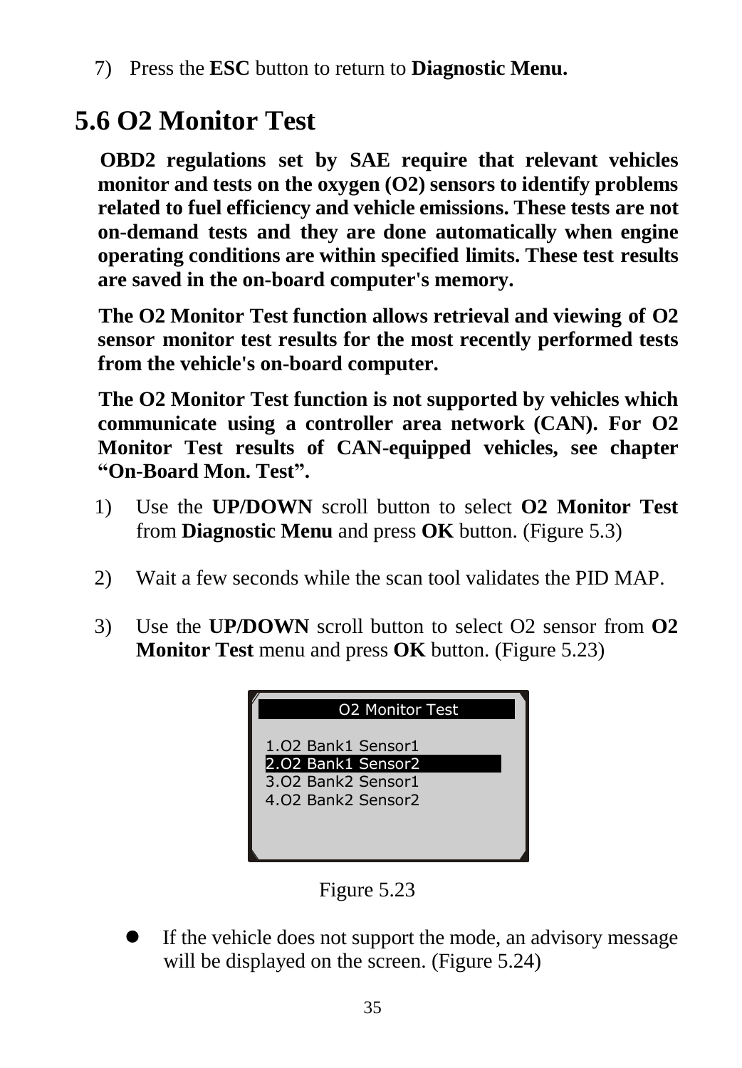7) Press the **ESC** button to return to **Diagnostic Menu.**

## 5.6 O2 Monitor Test

**OBD2 regulations set by SAE require that relevant vehicles monitor and tests on the oxygen (O2) sensors to identify problems related to fuel efficiency and vehicle emissions. These tests are not on-demand tests and they are done automatically when engine operating conditions are within specified limits. These test results are saved in the on-board computer's memory.**

**The O2 Monitor Test function allows retrieval and viewing of O2 sensor monitor test results for the most recently performed tests from the vehicle's on-board computer.**

**The O2 Monitor Test function is not supported by vehicles which communicate using a controller area network (CAN). For O2 Monitor Test results of CAN-equipped vehicles, see chapter "On-Board Mon. Test".**

1) Use the **UP/DOWN** scroll button to select **O2 Monitor Test** from **Diagnostic Menu** and press **OK** button. (Figure 5.3)

2) Wait a few seconds while the scan tool validates the PID MAP.

3) Use the **UP/DOWN** scroll button to select O2 sensor from **O2 Monitor Test** menu and press **OK** button. (Figure 5.23)

```
O2 Monitor Test

1.O2 Bank1 Sensor1
2.O2 Bank1 Sensor2
3.O2 Bank2 Sensor1
4.O2 Bank2 Sensor2
```

Figure 5.23

- If the vehicle does not support the mode, an advisory message will be displayed on the screen. (Figure 5.24)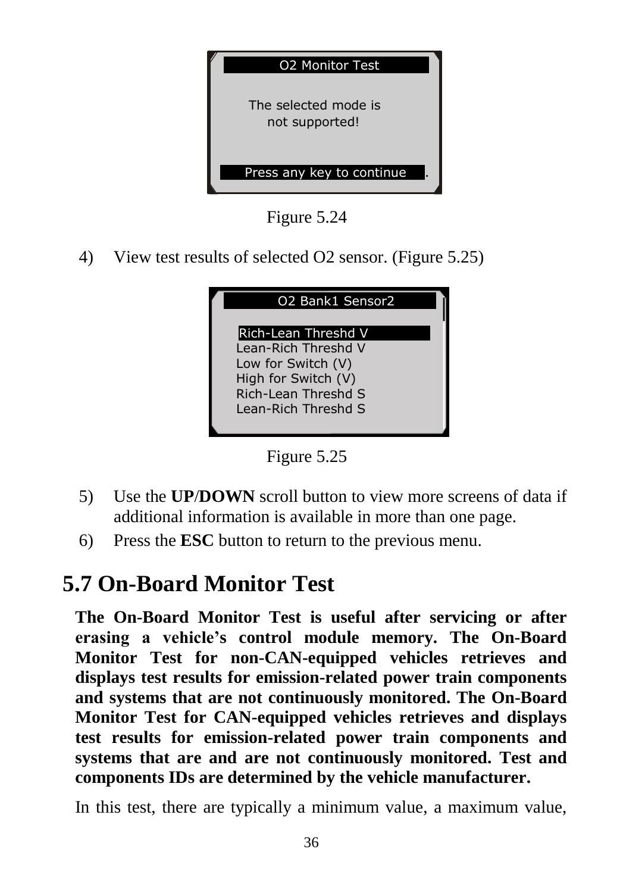O2 Monitor Test

The selected mode is not supported!

Press any key to continue

Figure 5.24

4) View test results of selected O2 sensor. (Figure 5.25)

O2 Bank1 Sensor2

Rich-Lean Threshd V
Lean-Rich Threshd V
Low for Switch (V)
High for Switch (V)
Rich-Lean Threshd S
Lean-Rich Threshd S

Figure 5.25

5) Use the **UP**/**DOWN** scroll button to view more screens of data if additional information is available in more than one page.
6) Press the **ESC** button to return to the previous menu.

## 5.7 On-Board Monitor Test

**The On-Board Monitor Test is useful after servicing or after erasing a vehicle's control module memory. The On-Board Monitor Test for non-CAN-equipped vehicles retrieves and displays test results for emission-related power train components and systems that are not continuously monitored. The On-Board Monitor Test for CAN-equipped vehicles retrieves and displays test results for emission-related power train components and systems that are and are not continuously monitored. Test and components IDs are determined by the vehicle manufacturer.**

In this test, there are typically a minimum value, a maximum value,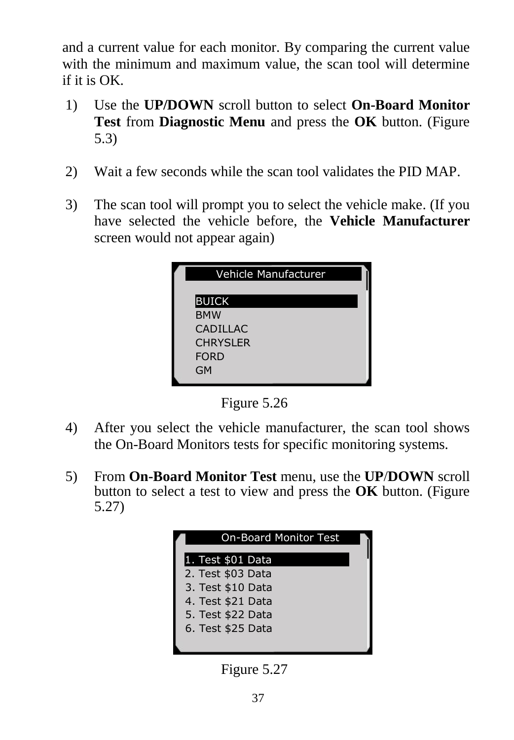and a current value for each monitor. By comparing the current value with the minimum and maximum value, the scan tool will determine if it is OK.

1) Use the **UP/DOWN** scroll button to select **On-Board Monitor Test** from **Diagnostic Menu** and press the **OK** button. (Figure 5.3)

2) Wait a few seconds while the scan tool validates the PID MAP.

3) The scan tool will prompt you to select the vehicle make. (If you have selected the vehicle before, the **Vehicle Manufacturer** screen would not appear again)

```
Vehicle Manufacturer

BUICK
BMW
CADILLAC
CHRYSLER
FORD
GM
```

Figure 5.26

4) After you select the vehicle manufacturer, the scan tool shows the On-Board Monitors tests for specific monitoring systems.

5) From **On-Board Monitor Test** menu, use the **UP/DOWN** scroll button to select a test to view and press the **OK** button. (Figure 5.27)

```
On-Board Monitor Test

1. Test $01 Data
2. Test $03 Data
3. Test $10 Data
4. Test $21 Data
5. Test $22 Data
6. Test $25 Data
```

Figure 5.27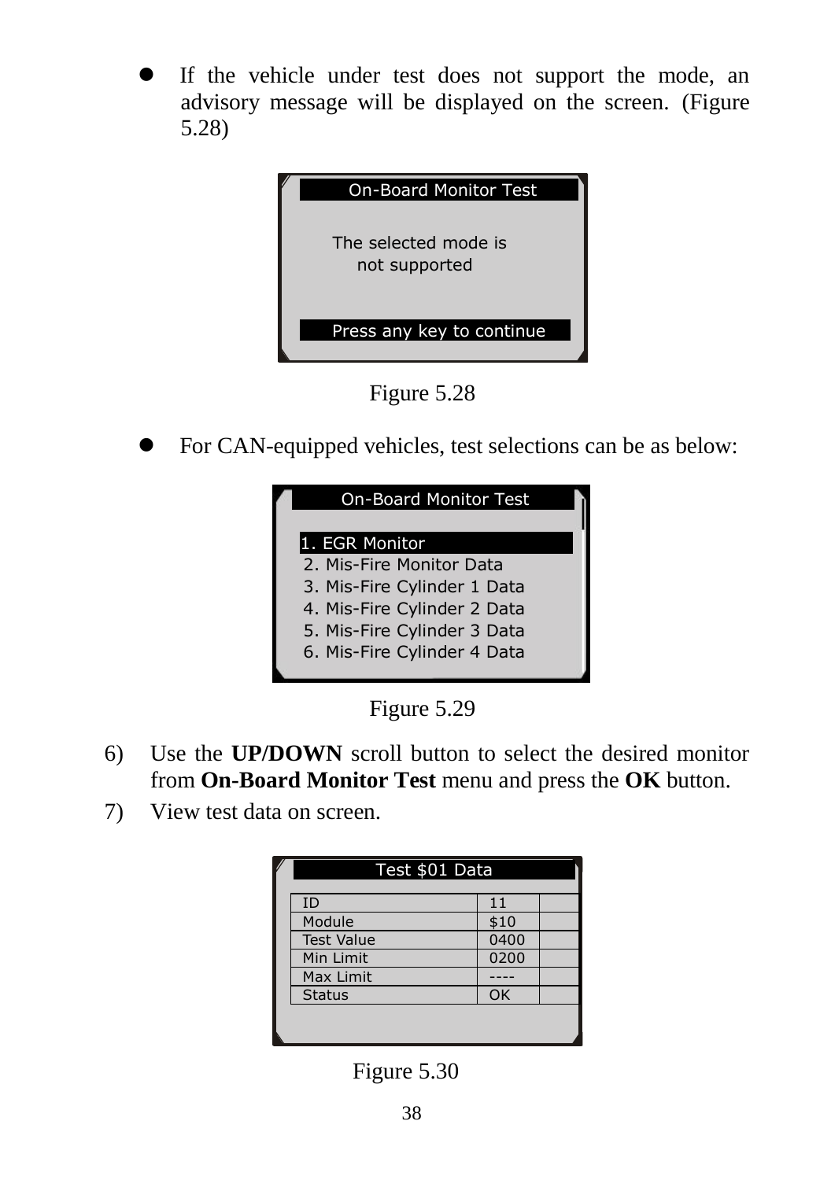- If the vehicle under test does not support the mode, an advisory message will be displayed on the screen. (Figure 5.28)

On-Board Monitor Test

The selected mode is not supported

Press any key to continue

Figure 5.28

- For CAN-equipped vehicles, test selections can be as below:

On-Board Monitor Test

1. EGR Monitor
2. Mis-Fire Monitor Data
3. Mis-Fire Cylinder 1 Data
4. Mis-Fire Cylinder 2 Data
5. Mis-Fire Cylinder 3 Data
6. Mis-Fire Cylinder 4 Data

Figure 5.29

6) Use the **UP/DOWN** scroll button to select the desired monitor from **On-Board Monitor Test** menu and press the **OK** button.
7) View test data on screen.

Test $01 Data

| ID | 11 |
| --- | --- |
| Module | $10 |
| Test Value | 0400 |
| Min Limit | 0200 |
| Max Limit | ---- |
| Status | OK |

Figure 5.30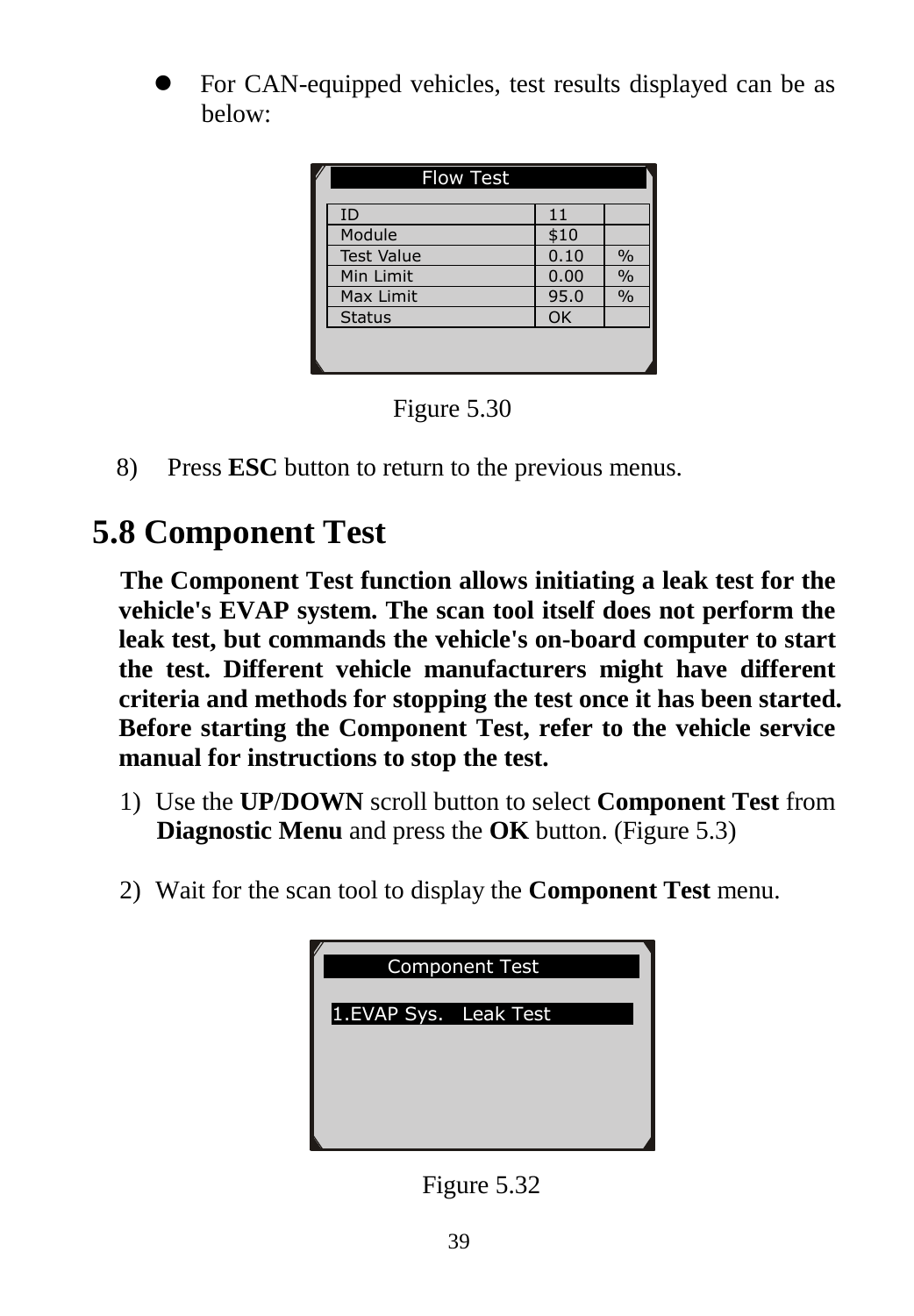- For CAN-equipped vehicles, test results displayed can be as below:

**Flow Test**

| ID | 11 | |
|---|---|---|
| Module | $10 | |
| Test Value | 0.10 | % |
| Min Limit | 0.00 | % |
| Max Limit | 95.0 | % |
| Status | OK | |

Figure 5.30

8) Press **ESC** button to return to the previous menus.

## 5.8 Component Test

**The Component Test function allows initiating a leak test for the vehicle's EVAP system. The scan tool itself does not perform the leak test, but commands the vehicle's on-board computer to start the test. Different vehicle manufacturers might have different criteria and methods for stopping the test once it has been started. Before starting the Component Test, refer to the vehicle service manual for instructions to stop the test.**

1) Use the **UP**/**DOWN** scroll button to select **Component Test** from **Diagnostic Menu** and press the **OK** button. (Figure 5.3)

2) Wait for the scan tool to display the **Component Test** menu.

**Component Test**

1.EVAP Sys. Leak Test

Figure 5.32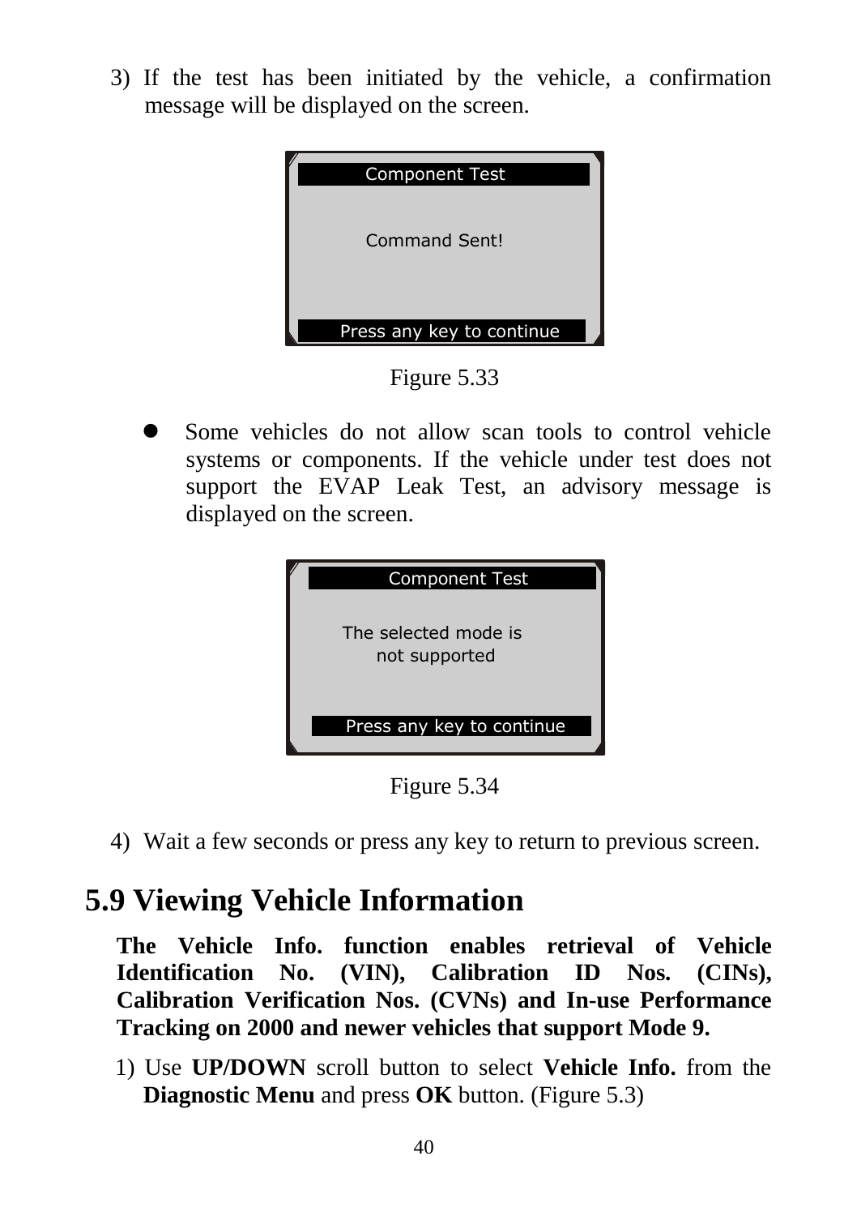3) If the test has been initiated by the vehicle, a confirmation message will be displayed on the screen.

Component Test

Command Sent!

Press any key to continue

Figure 5.33

- Some vehicles do not allow scan tools to control vehicle systems or components. If the vehicle under test does not support the EVAP Leak Test, an advisory message is displayed on the screen.

Component Test

The selected mode is not supported

Press any key to continue

Figure 5.34

4) Wait a few seconds or press any key to return to previous screen.

## 5.9 Viewing Vehicle Information

**The Vehicle Info. function enables retrieval of Vehicle Identification No. (VIN), Calibration ID Nos. (CINs), Calibration Verification Nos. (CVNs) and In-use Performance Tracking on 2000 and newer vehicles that support Mode 9.**

1) Use **UP/DOWN** scroll button to select **Vehicle Info.** from the **Diagnostic Menu** and press **OK** button. (Figure 5.3)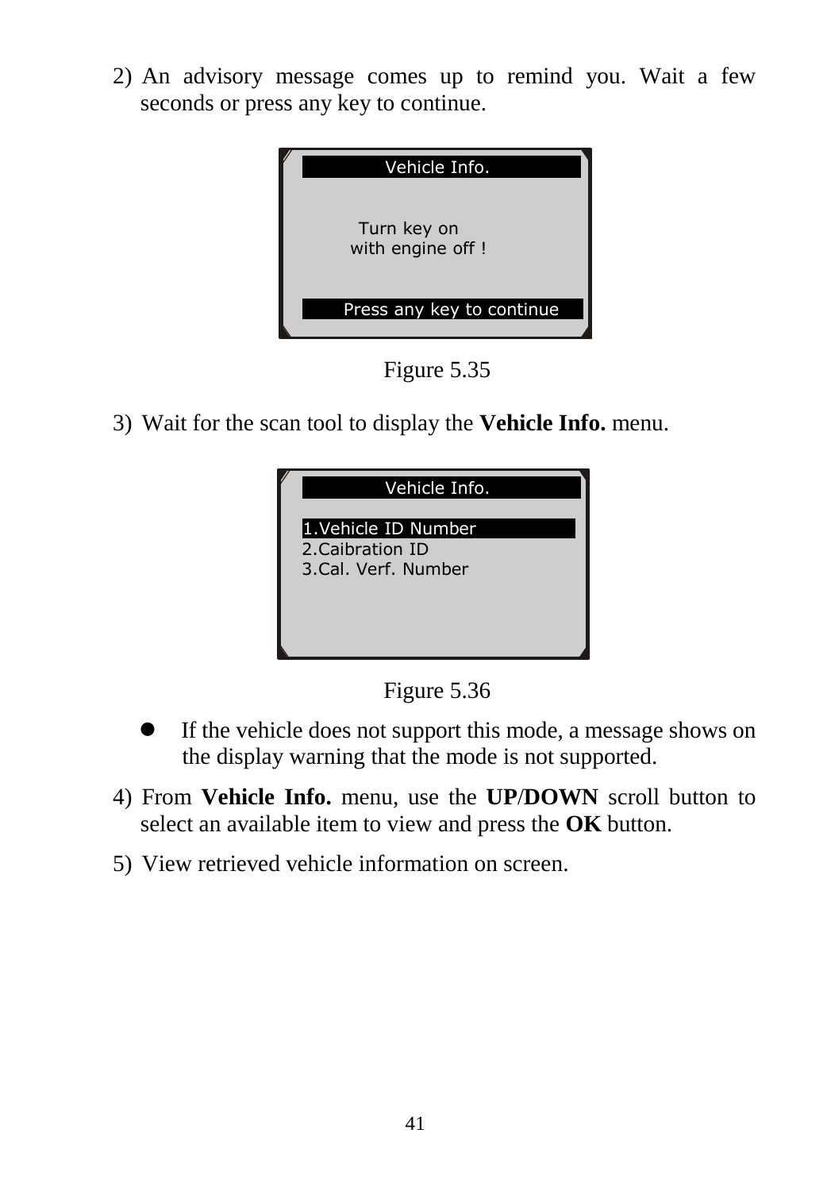2) An advisory message comes up to remind you. Wait a few seconds or press any key to continue.

```
Vehicle Info.

Turn key on
with engine off !

Press any key to continue
```

Figure 5.35

3) Wait for the scan tool to display the **Vehicle Info.** menu.

```
Vehicle Info.

1.Vehicle ID Number
2.Caibration ID
3.Cal. Verf. Number
```

Figure 5.36

- If the vehicle does not support this mode, a message shows on the display warning that the mode is not supported.

4) From **Vehicle Info.** menu, use the **UP/DOWN** scroll button to select an available item to view and press the **OK** button.

5) View retrieved vehicle information on screen.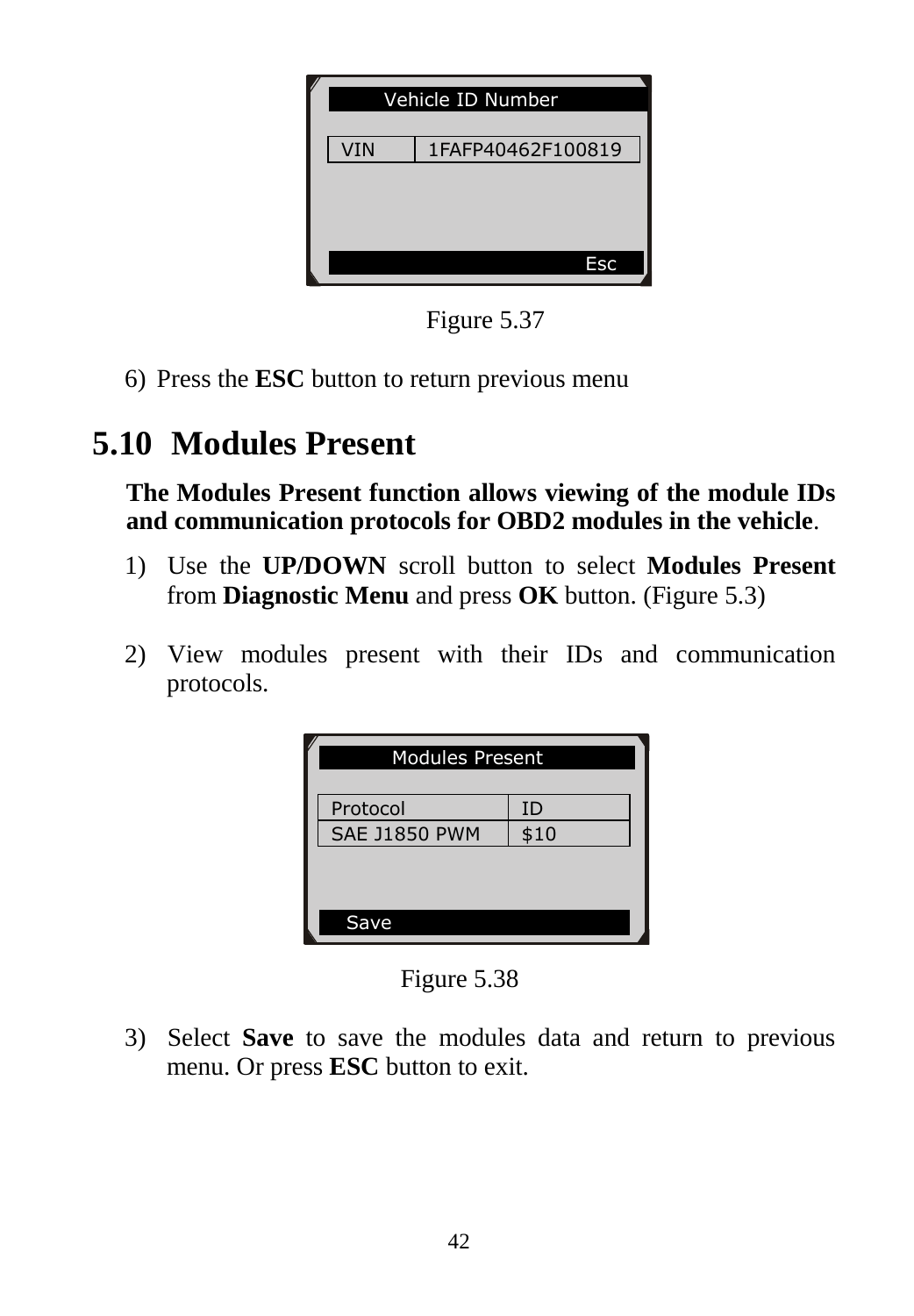| Vehicle ID Number | |
|---|---|
| VIN | 1FAFP40462F100819 |
| | Esc |

Figure 5.37

6) Press the **ESC** button to return previous menu

## 5.10 Modules Present

**The Modules Present function allows viewing of the module IDs and communication protocols for OBD2 modules in the vehicle**.

1) Use the **UP/DOWN** scroll button to select **Modules Present** from **Diagnostic Menu** and press **OK** button. (Figure 5.3)

2) View modules present with their IDs and communication protocols.

Modules Present

| Protocol | ID |
|---|---|
| SAE J1850 PWM | $10 |

Save

Figure 5.38

3) Select **Save** to save the modules data and return to previous menu. Or press **ESC** button to exit.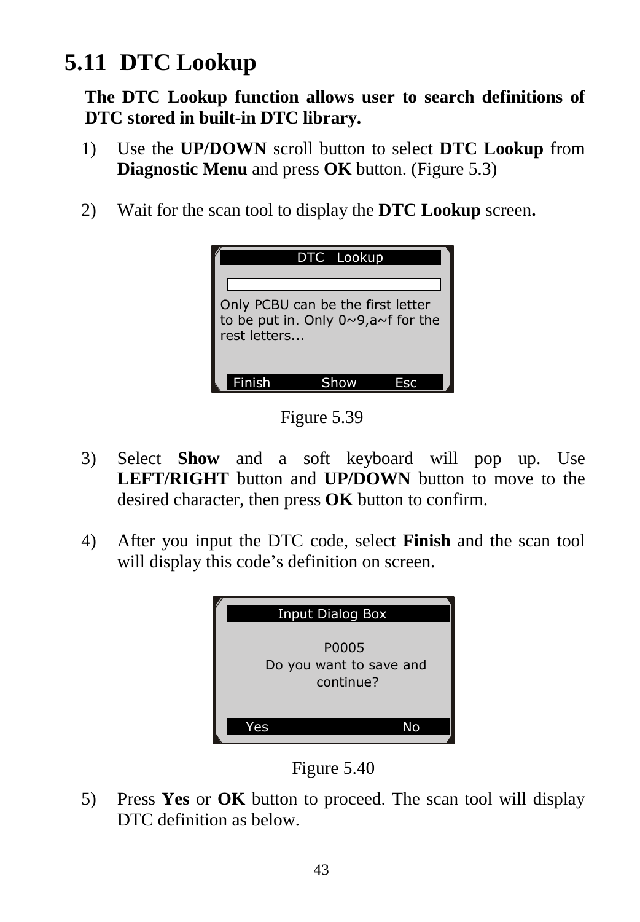## 5.11 DTC Lookup

**The DTC Lookup function allows user to search definitions of DTC stored in built-in DTC library.**

1) Use the **UP/DOWN** scroll button to select **DTC Lookup** from **Diagnostic Menu** and press **OK** button. (Figure 5.3)

2) Wait for the scan tool to display the **DTC Lookup** screen**.**

```
DTC Lookup

[                    ]

Only PCBU can be the first letter
to be put in. Only 0~9,a~f for the
rest letters...

Finish        Show        Esc
```

Figure 5.39

3) Select **Show** and a soft keyboard will pop up. Use **LEFT/RIGHT** button and **UP/DOWN** button to move to the desired character, then press **OK** button to confirm.

4) After you input the DTC code, select **Finish** and the scan tool will display this code's definition on screen.

```
Input Dialog Box

P0005
Do you want to save and
continue?

Yes                    No
```

Figure 5.40

5) Press **Yes** or **OK** button to proceed. The scan tool will display DTC definition as below.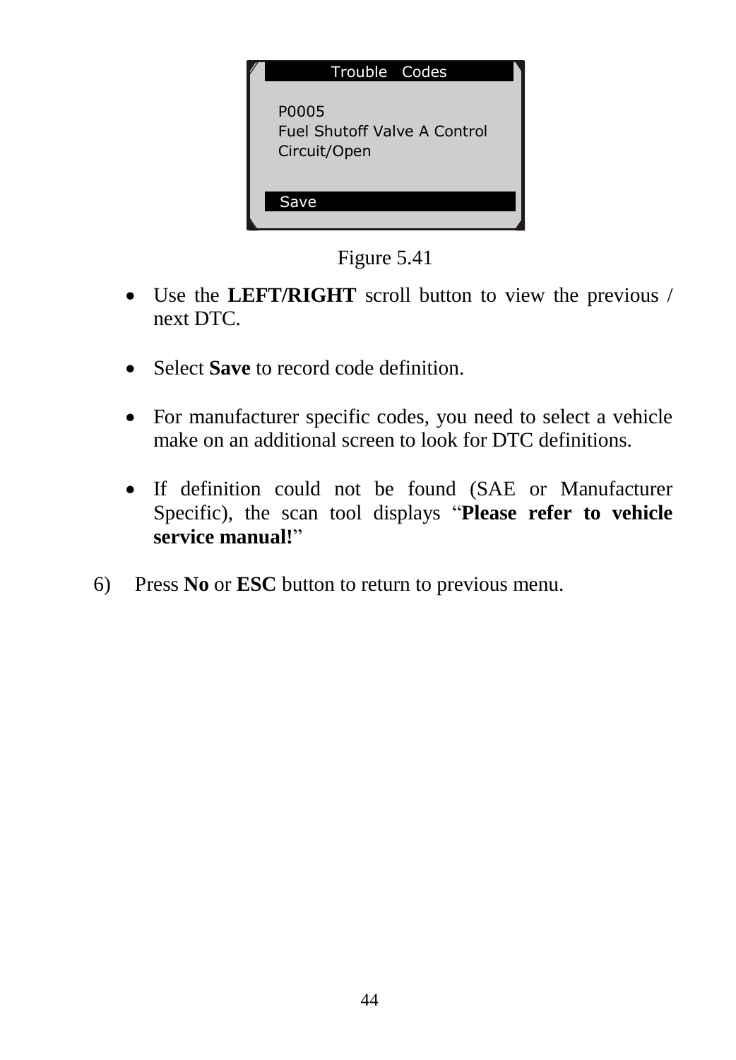```
Trouble Codes

P0005
Fuel Shutoff Valve A Control
Circuit/Open

Save
```

Figure 5.41

- Use the **LEFT/RIGHT** scroll button to view the previous / next DTC.
- Select **Save** to record code definition.
- For manufacturer specific codes, you need to select a vehicle make on an additional screen to look for DTC definitions.
- If definition could not be found (SAE or Manufacturer Specific), the scan tool displays "**Please refer to vehicle service manual!**"

6) Press **No** or **ESC** button to return to previous menu.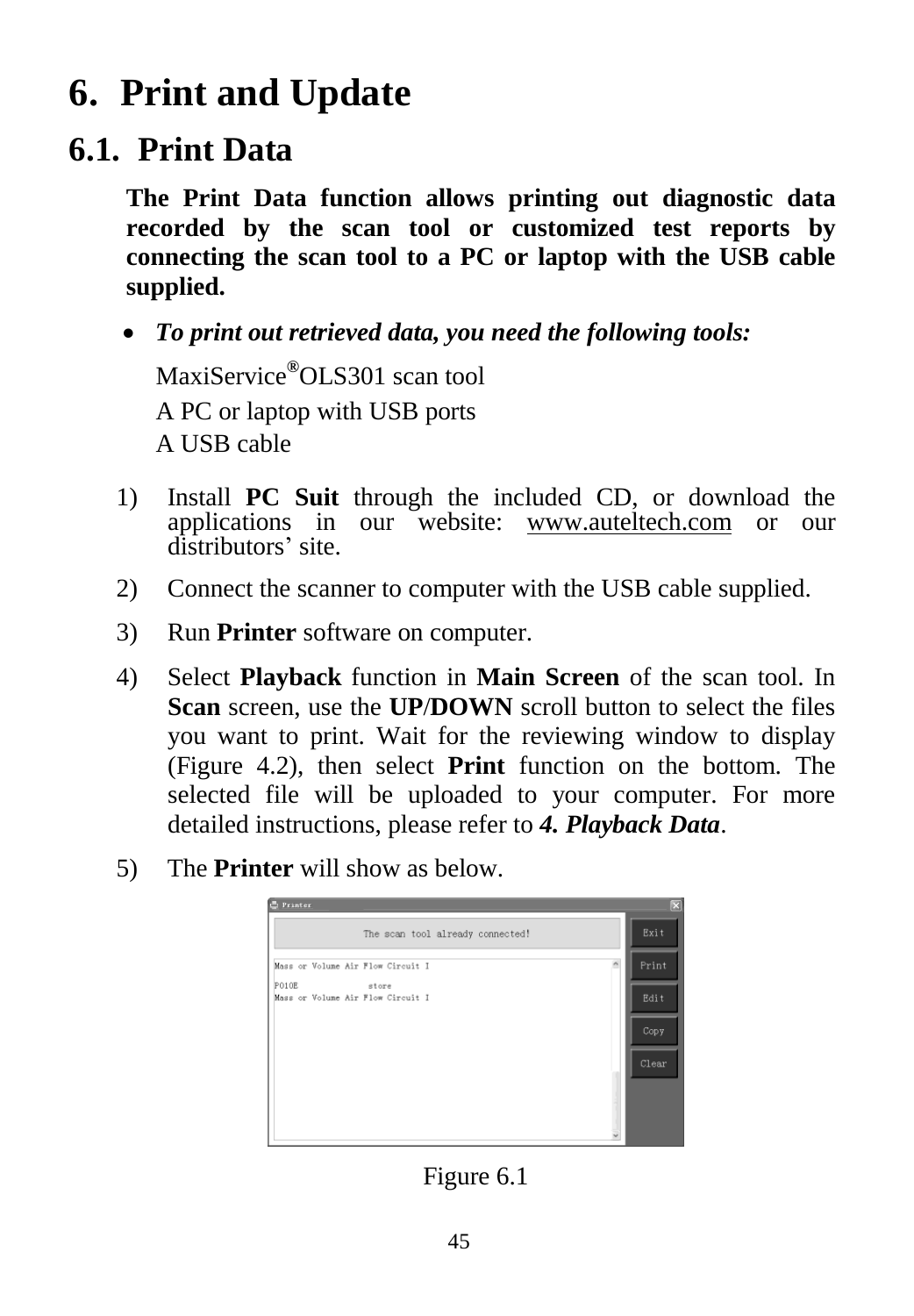# 6. Print and Update

## 6.1. Print Data

**The Print Data function allows printing out diagnostic data recorded by the scan tool or customized test reports by connecting the scan tool to a PC or laptop with the USB cable supplied.**

- ***To print out retrieved data, you need the following tools:***

  MaxiService® OLS301 scan tool
  
  A PC or laptop with USB ports
  
  A USB cable

1) Install **PC Suit** through the included CD, or download the applications in our website: www.auteltech.com or our distributors' site.
2) Connect the scanner to computer with the USB cable supplied.
3) Run **Printer** software on computer.
4) Select **Playback** function in **Main Screen** of the scan tool. In **Scan** screen, use the **UP**/**DOWN** scroll button to select the files you want to print. Wait for the reviewing window to display (Figure 4.2), then select **Print** function on the bottom. The selected file will be uploaded to your computer. For more detailed instructions, please refer to ***4. Playback Data***.
5) The **Printer** will show as below.

Figure 6.1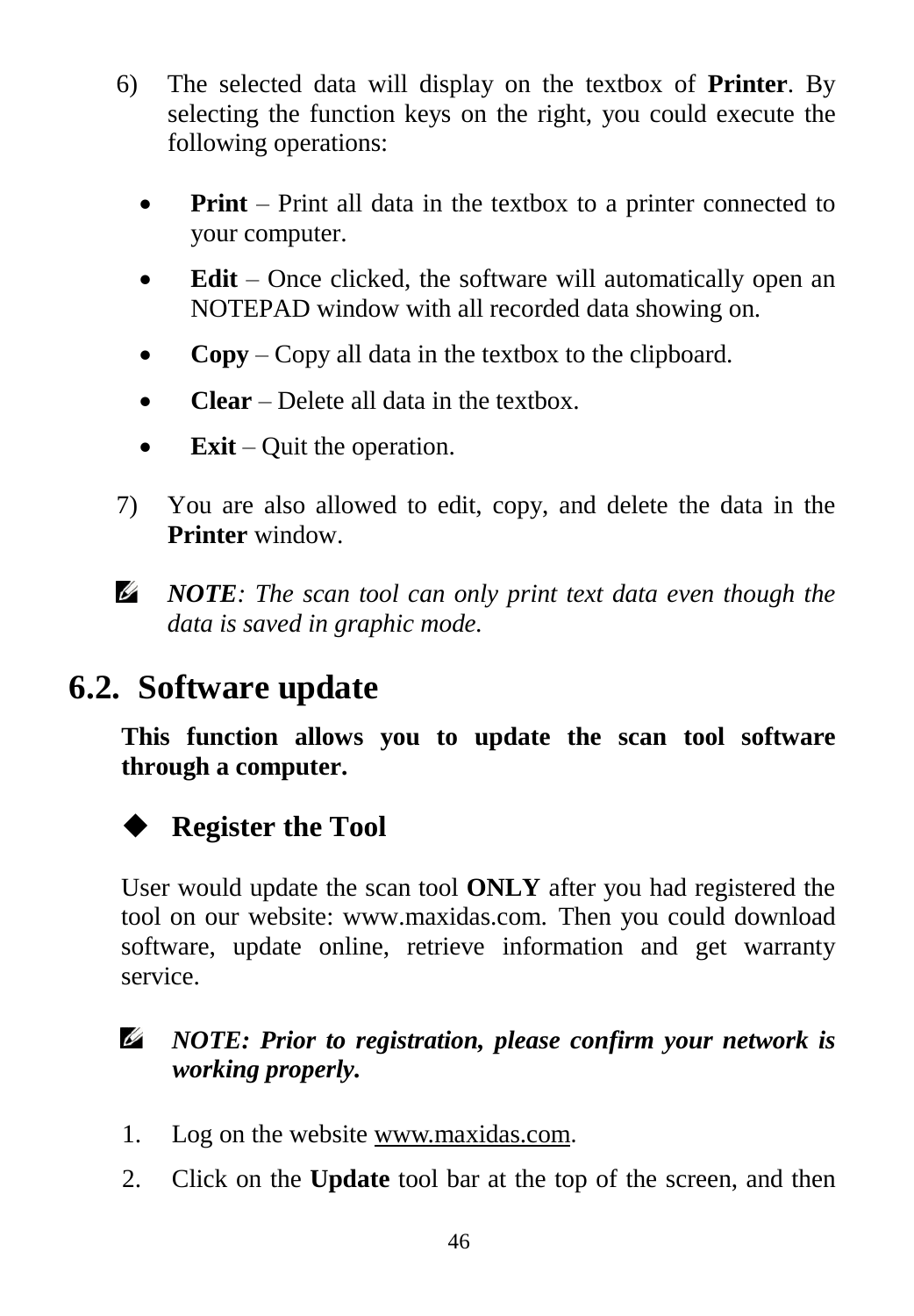6) The selected data will display on the textbox of **Printer**. By selecting the function keys on the right, you could execute the following operations:

- **Print** – Print all data in the textbox to a printer connected to your computer.
- **Edit** – Once clicked, the software will automatically open an NOTEPAD window with all recorded data showing on.
- **Copy** – Copy all data in the textbox to the clipboard.
- **Clear** – Delete all data in the textbox.
- **Exit** – Quit the operation.

7) You are also allowed to edit, copy, and delete the data in the **Printer** window.

✍ ***NOTE**: The scan tool can only print text data even though the data is saved in graphic mode.*

## 6.2. Software update

**This function allows you to update the scan tool software through a computer.**

### ◆ Register the Tool

User would update the scan tool **ONLY** after you had registered the tool on our website: www.maxidas.com. Then you could download software, update online, retrieve information and get warranty service.

✍ ***NOTE: Prior to registration, please confirm your network is working properly.***

1. Log on the website www.maxidas.com.
2. Click on the **Update** tool bar at the top of the screen, and then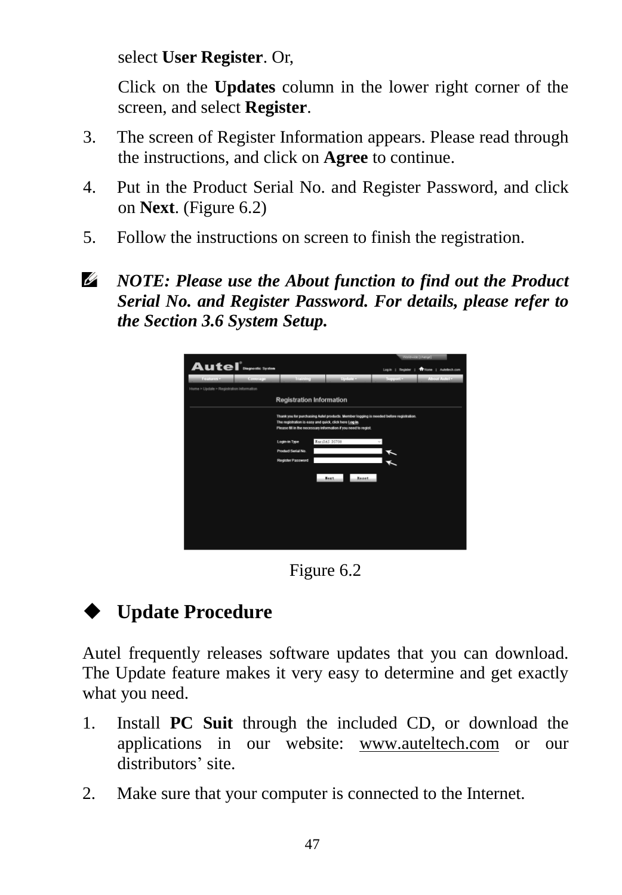select **User Register**. Or,

Click on the **Updates** column in the lower right corner of the screen, and select **Register**.

3. The screen of Register Information appears. Please read through the instructions, and click on **Agree** to continue.
4. Put in the Product Serial No. and Register Password, and click on **Next**. (Figure 6.2)
5. Follow the instructions on screen to finish the registration.

***NOTE: Please use the About function to find out the Product Serial No. and Register Password. For details, please refer to the Section 3.6 System Setup.***

Figure 6.2

### Update Procedure

Autel frequently releases software updates that you can download. The Update feature makes it very easy to determine and get exactly what you need.

1. Install **PC Suit** through the included CD, or download the applications in our website: www.auteltech.com or our distributors' site.
2. Make sure that your computer is connected to the Internet.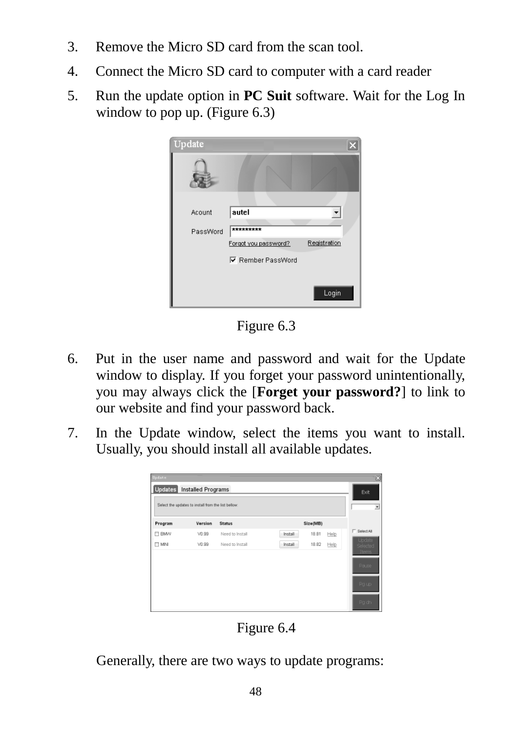3. Remove the Micro SD card from the scan tool.
4. Connect the Micro SD card to computer with a card reader
5. Run the update option in **PC Suit** software. Wait for the Log In window to pop up. (Figure 6.3)

Figure 6.3

6. Put in the user name and password and wait for the Update window to display. If you forget your password unintentionally, you may always click the [**Forget your password?**] to link to our website and find your password back.
7. In the Update window, select the items you want to install. Usually, you should install all available updates.

Figure 6.4

Generally, there are two ways to update programs: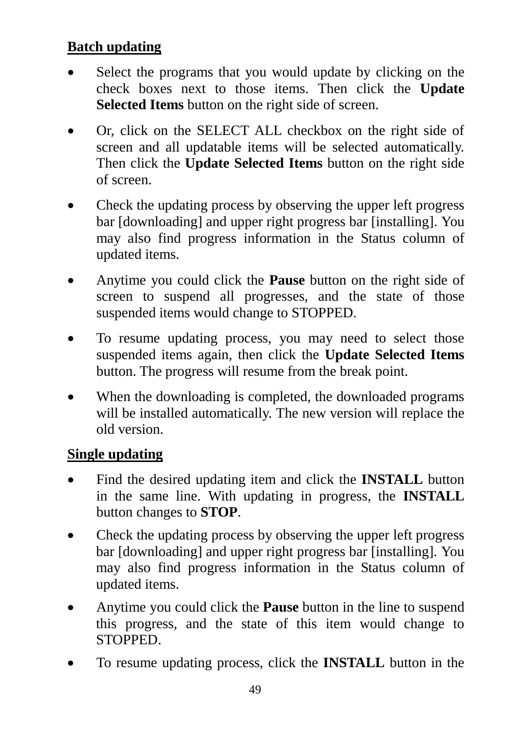**Batch updating**

- Select the programs that you would update by clicking on the check boxes next to those items. Then click the **Update Selected Items** button on the right side of screen.
- Or, click on the SELECT ALL checkbox on the right side of screen and all updatable items will be selected automatically. Then click the **Update Selected Items** button on the right side of screen.
- Check the updating process by observing the upper left progress bar [downloading] and upper right progress bar [installing]. You may also find progress information in the Status column of updated items.
- Anytime you could click the **Pause** button on the right side of screen to suspend all progresses, and the state of those suspended items would change to STOPPED.
- To resume updating process, you may need to select those suspended items again, then click the **Update Selected Items** button. The progress will resume from the break point.
- When the downloading is completed, the downloaded programs will be installed automatically. The new version will replace the old version.

**Single updating**

- Find the desired updating item and click the **INSTALL** button in the same line. With updating in progress, the **INSTALL** button changes to **STOP**.
- Check the updating process by observing the upper left progress bar [downloading] and upper right progress bar [installing]. You may also find progress information in the Status column of updated items.
- Anytime you could click the **Pause** button in the line to suspend this progress, and the state of this item would change to STOPPED.
- To resume updating process, click the **INSTALL** button in the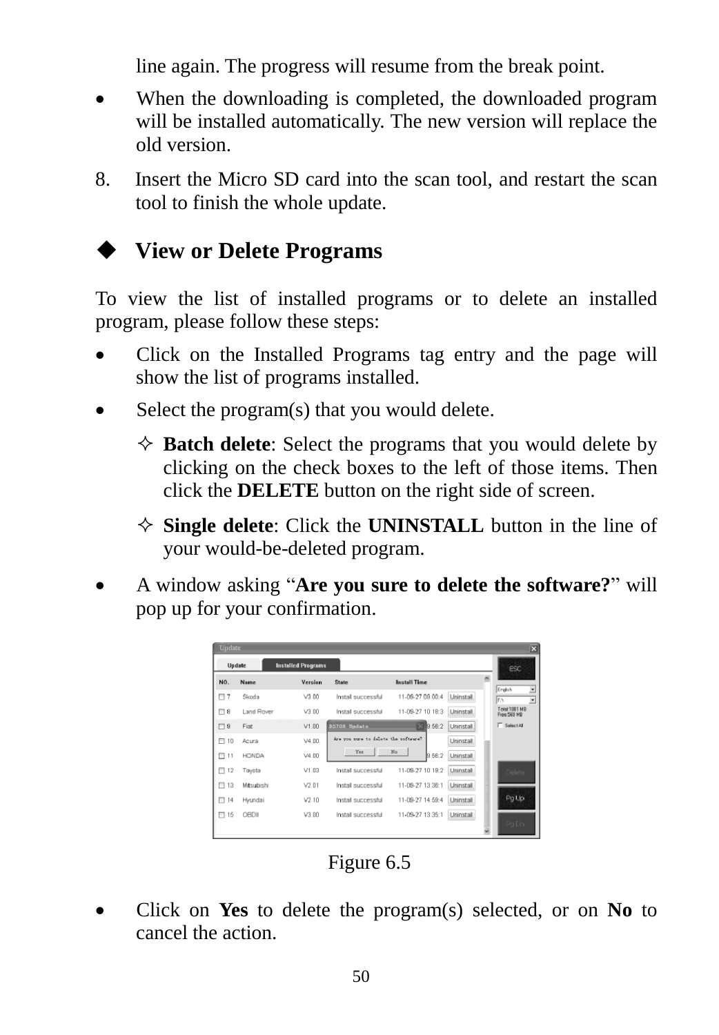line again. The progress will resume from the break point.

- When the downloading is completed, the downloaded program will be installed automatically. The new version will replace the old version.

8. Insert the Micro SD card into the scan tool, and restart the scan tool to finish the whole update.

### ◆ View or Delete Programs

To view the list of installed programs or to delete an installed program, please follow these steps:

- Click on the Installed Programs tag entry and the page will show the list of programs installed.
- Select the program(s) that you would delete.
  - ✧ **Batch delete**: Select the programs that you would delete by clicking on the check boxes to the left of those items. Then click the **DELETE** button on the right side of screen.
  - ✧ **Single delete**: Click the **UNINSTALL** button in the line of your would-be-deleted program.
- A window asking "**Are you sure to delete the software?**" will pop up for your confirmation.

Figure 6.5

- Click on **Yes** to delete the program(s) selected, or on **No** to cancel the action.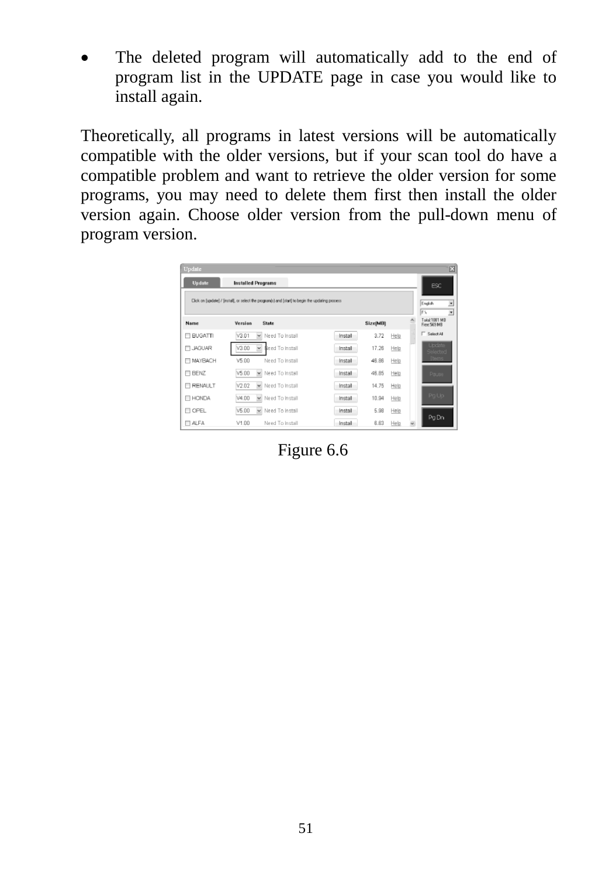- The deleted program will automatically add to the end of program list in the UPDATE page in case you would like to install again.

Theoretically, all programs in latest versions will be automatically compatible with the older versions, but if your scan tool do have a compatible problem and want to retrieve the older version for some programs, you may need to delete them first then install the older version again. Choose older version from the pull-down menu of program version.

Figure 6.6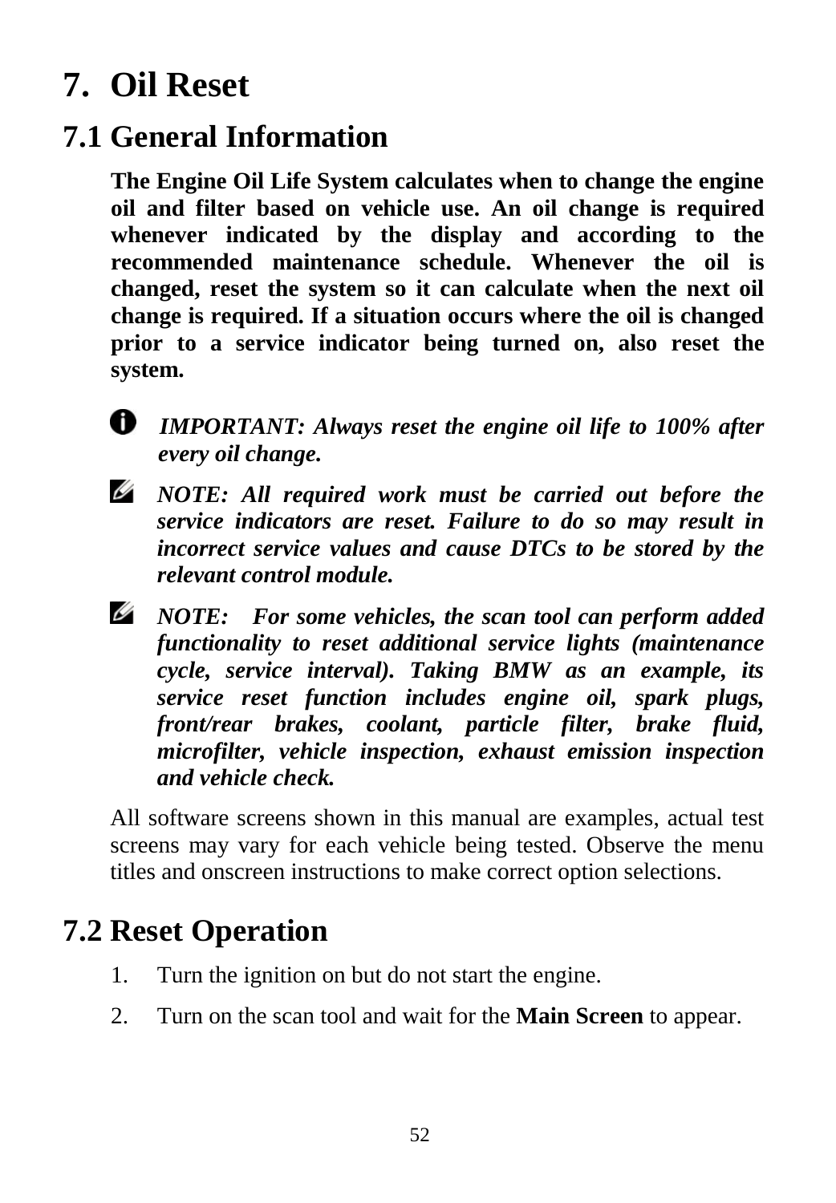# 7. Oil Reset

## 7.1 General Information

**The Engine Oil Life System calculates when to change the engine oil and filter based on vehicle use. An oil change is required whenever indicated by the display and according to the recommended maintenance schedule. Whenever the oil is changed, reset the system so it can calculate when the next oil change is required. If a situation occurs where the oil is changed prior to a service indicator being turned on, also reset the system.**

***IMPORTANT: Always reset the engine oil life to 100% after every oil change.***

***NOTE: All required work must be carried out before the service indicators are reset. Failure to do so may result in incorrect service values and cause DTCs to be stored by the relevant control module.***

***NOTE: For some vehicles, the scan tool can perform added functionality to reset additional service lights (maintenance cycle, service interval). Taking BMW as an example, its service reset function includes engine oil, spark plugs, front/rear brakes, coolant, particle filter, brake fluid, microfilter, vehicle inspection, exhaust emission inspection and vehicle check.***

All software screens shown in this manual are examples, actual test screens may vary for each vehicle being tested. Observe the menu titles and onscreen instructions to make correct option selections.

## 7.2 Reset Operation

1. Turn the ignition on but do not start the engine.
2. Turn on the scan tool and wait for the **Main Screen** to appear.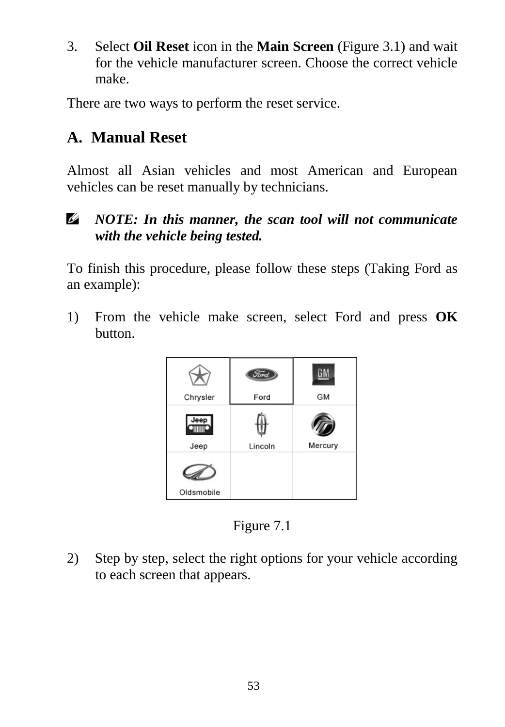3. Select **Oil Reset** icon in the **Main Screen** (Figure 3.1) and wait for the vehicle manufacturer screen. Choose the correct vehicle make.

There are two ways to perform the reset service.

## A. Manual Reset

Almost all Asian vehicles and most American and European vehicles can be reset manually by technicians.

> ***NOTE: In this manner, the scan tool will not communicate with the vehicle being tested.***

To finish this procedure, please follow these steps (Taking Ford as an example):

1) From the vehicle make screen, select Ford and press **OK** button.

| Chrysler | Ford | GM |
|---|---|---|
| Jeep | Lincoln | Mercury |
| Oldsmobile | | |

Figure 7.1

2) Step by step, select the right options for your vehicle according to each screen that appears.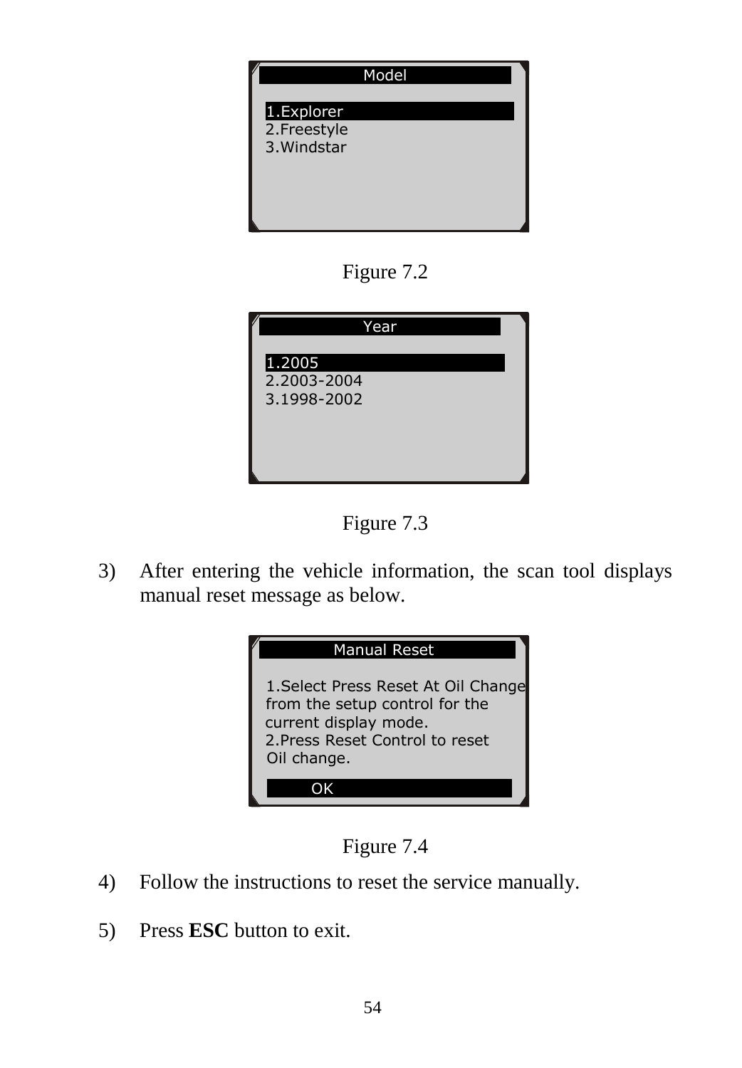Model

1.Explorer
2.Freestyle
3.Windstar

Figure 7.2

Year

1.2005
2.2003-2004
3.1998-2002

Figure 7.3

3) After entering the vehicle information, the scan tool displays manual reset message as below.

Manual Reset

1.Select Press Reset At Oil Change from the setup control for the current display mode.
2.Press Reset Control to reset Oil change.

OK

Figure 7.4

4) Follow the instructions to reset the service manually.

5) Press **ESC** button to exit.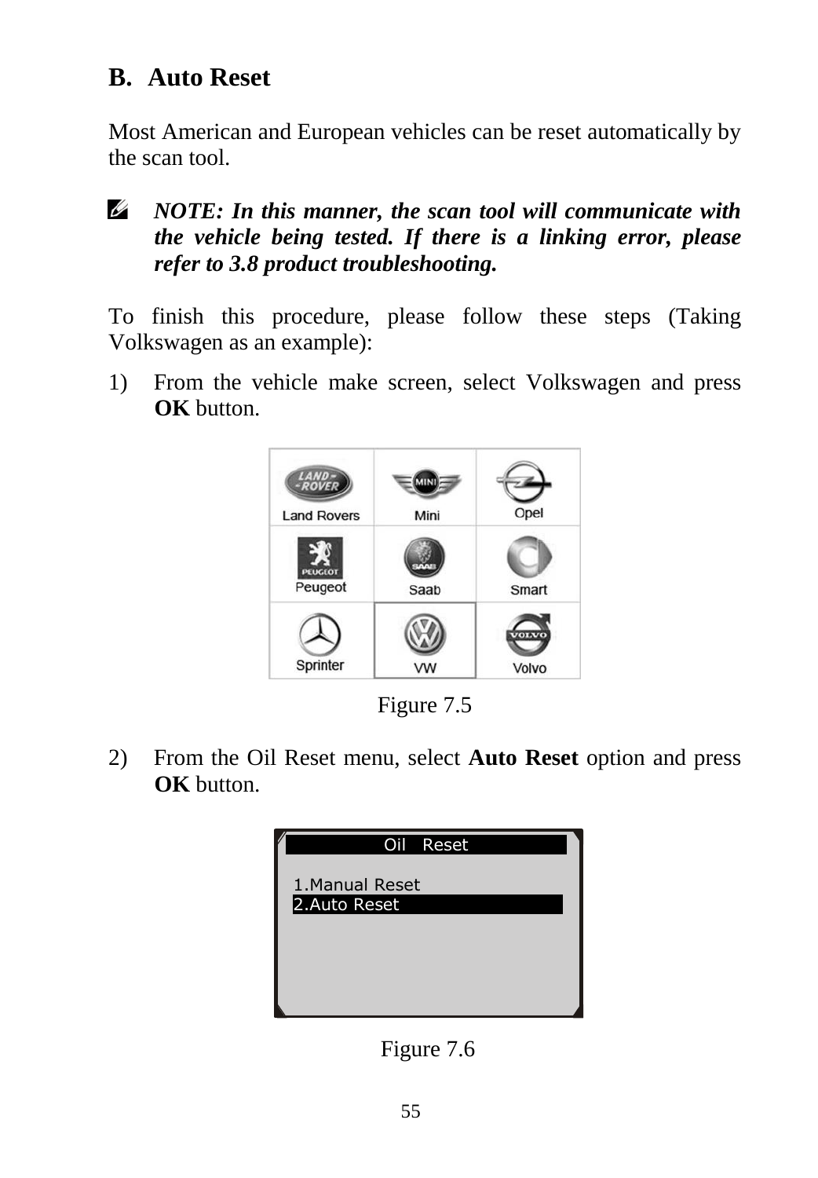## B. Auto Reset

Most American and European vehicles can be reset automatically by the scan tool.

> ***NOTE: In this manner, the scan tool will communicate with the vehicle being tested. If there is a linking error, please refer to 3.8 product troubleshooting.***

To finish this procedure, please follow these steps (Taking Volkswagen as an example):

1) From the vehicle make screen, select Volkswagen and press **OK** button.

Figure 7.5

2) From the Oil Reset menu, select **Auto Reset** option and press **OK** button.

Figure 7.6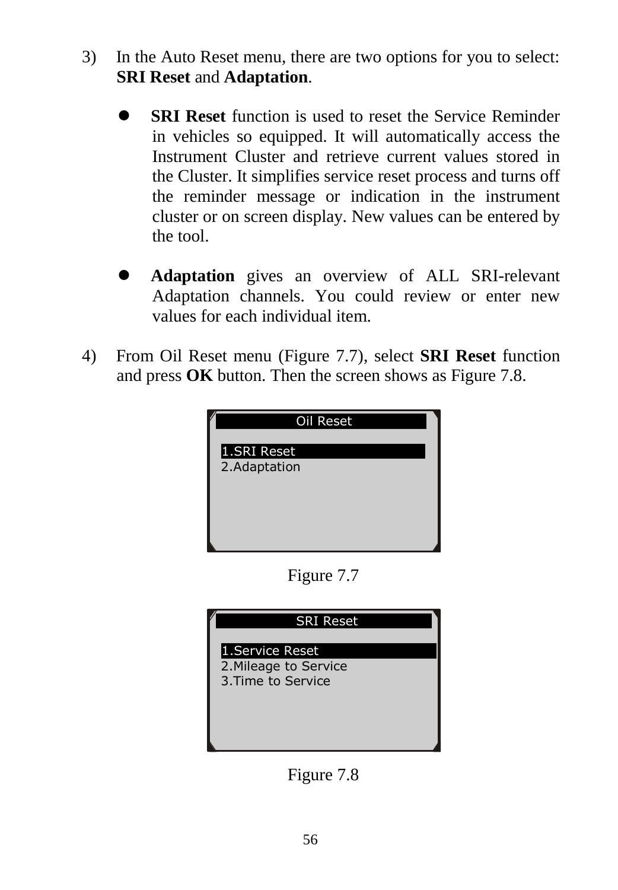3) In the Auto Reset menu, there are two options for you to select: **SRI Reset** and **Adaptation**.

- **SRI Reset** function is used to reset the Service Reminder in vehicles so equipped. It will automatically access the Instrument Cluster and retrieve current values stored in the Cluster. It simplifies service reset process and turns off the reminder message or indication in the instrument cluster or on screen display. New values can be entered by the tool.

- **Adaptation** gives an overview of ALL SRI-relevant Adaptation channels. You could review or enter new values for each individual item.

4) From Oil Reset menu (Figure 7.7), select **SRI Reset** function and press **OK** button. Then the screen shows as Figure 7.8.

```
Oil Reset

1.SRI Reset
2.Adaptation
```

Figure 7.7

```
SRI Reset

1.Service Reset
2.Mileage to Service
3.Time to Service
```

Figure 7.8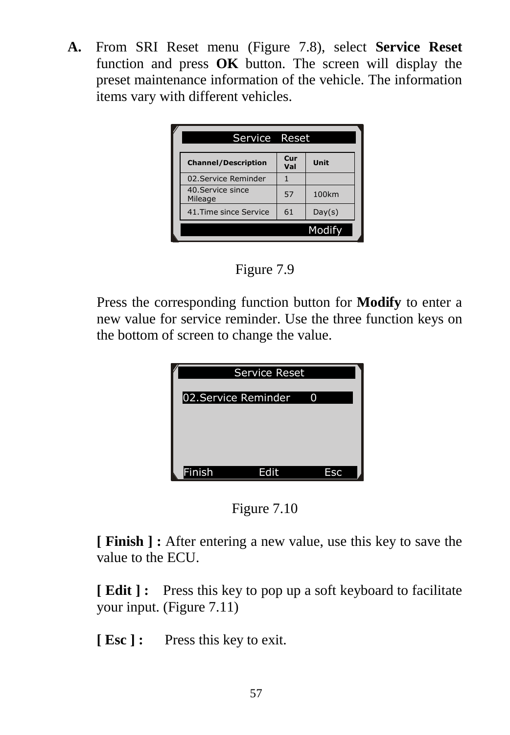**A.** From SRI Reset menu (Figure 7.8), select **Service Reset** function and press **OK** button. The screen will display the preset maintenance information of the vehicle. The information items vary with different vehicles.

Service Reset

| Channel/Description | Cur Val | Unit |
|---|---|---|
| 02.Service Reminder | 1 | |
| 40.Service since Mileage | 57 | 100km |
| 41.Time since Service | 61 | Day(s) |

Modify

Figure 7.9

Press the corresponding function button for **Modify** to enter a new value for service reminder. Use the three function keys on the bottom of screen to change the value.

Service Reset

02.Service Reminder 0

Finish Edit Esc

Figure 7.10

**[ Finish ] :** After entering a new value, use this key to save the value to the ECU.

**[ Edit ] :** Press this key to pop up a soft keyboard to facilitate your input. (Figure 7.11)

**[ Esc ] :** Press this key to exit.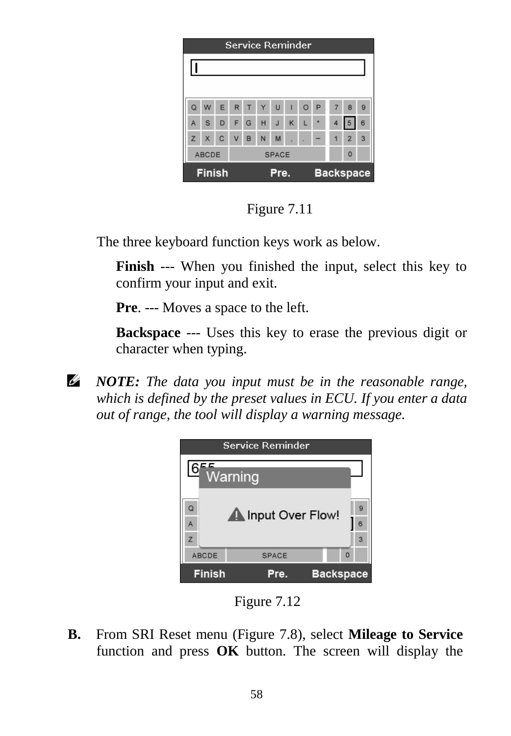Figure 7.11

The three keyboard function keys work as below.

**Finish** --- When you finished the input, select this key to confirm your input and exit.

**Pre**. --- Moves a space to the left.

**Backspace** --- Uses this key to erase the previous digit or character when typing.

***NOTE:*** *The data you input must be in the reasonable range, which is defined by the preset values in ECU. If you enter a data out of range, the tool will display a warning message.*

Figure 7.12

**B.** From SRI Reset menu (Figure 7.8), select **Mileage to Service** function and press **OK** button. The screen will display the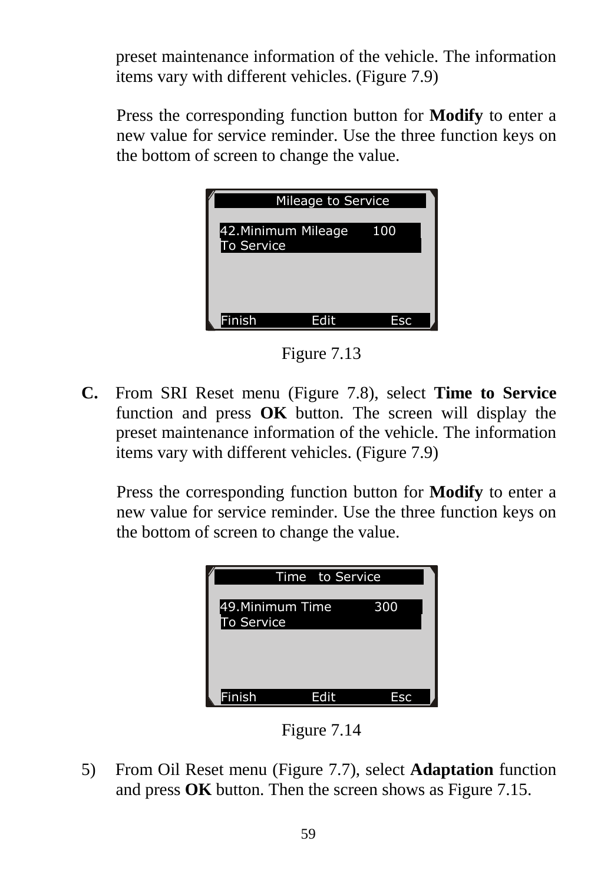preset maintenance information of the vehicle. The information items vary with different vehicles. (Figure 7.9)

Press the corresponding function button for **Modify** to enter a new value for service reminder. Use the three function keys on the bottom of screen to change the value.

```
Mileage to Service

42.Minimum Mileage      100
To Service

Finish          Edit          Esc
```

Figure 7.13

**C.** From SRI Reset menu (Figure 7.8), select **Time to Service** function and press **OK** button. The screen will display the preset maintenance information of the vehicle. The information items vary with different vehicles. (Figure 7.9)

Press the corresponding function button for **Modify** to enter a new value for service reminder. Use the three function keys on the bottom of screen to change the value.

```
Time   to Service

49.Minimum Time         300
To Service

Finish          Edit          Esc
```

Figure 7.14

5) From Oil Reset menu (Figure 7.7), select **Adaptation** function and press **OK** button. Then the screen shows as Figure 7.15.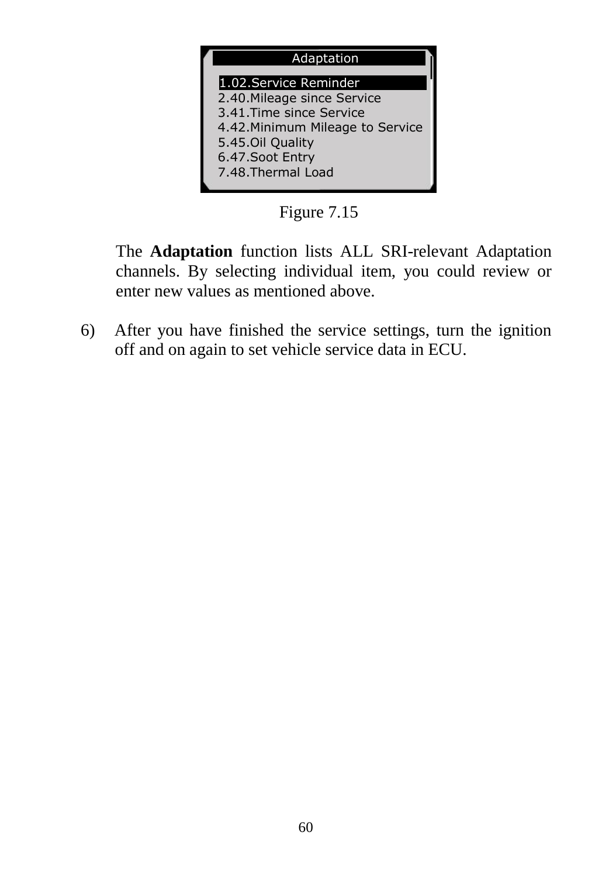**Adaptation**

1.02.Service Reminder
2.40.Mileage since Service
3.41.Time since Service
4.42.Minimum Mileage to Service
5.45.Oil Quality
6.47.Soot Entry
7.48.Thermal Load

Figure 7.15

The **Adaptation** function lists ALL SRI-relevant Adaptation channels. By selecting individual item, you could review or enter new values as mentioned above.

6) After you have finished the service settings, turn the ignition off and on again to set vehicle service data in ECU.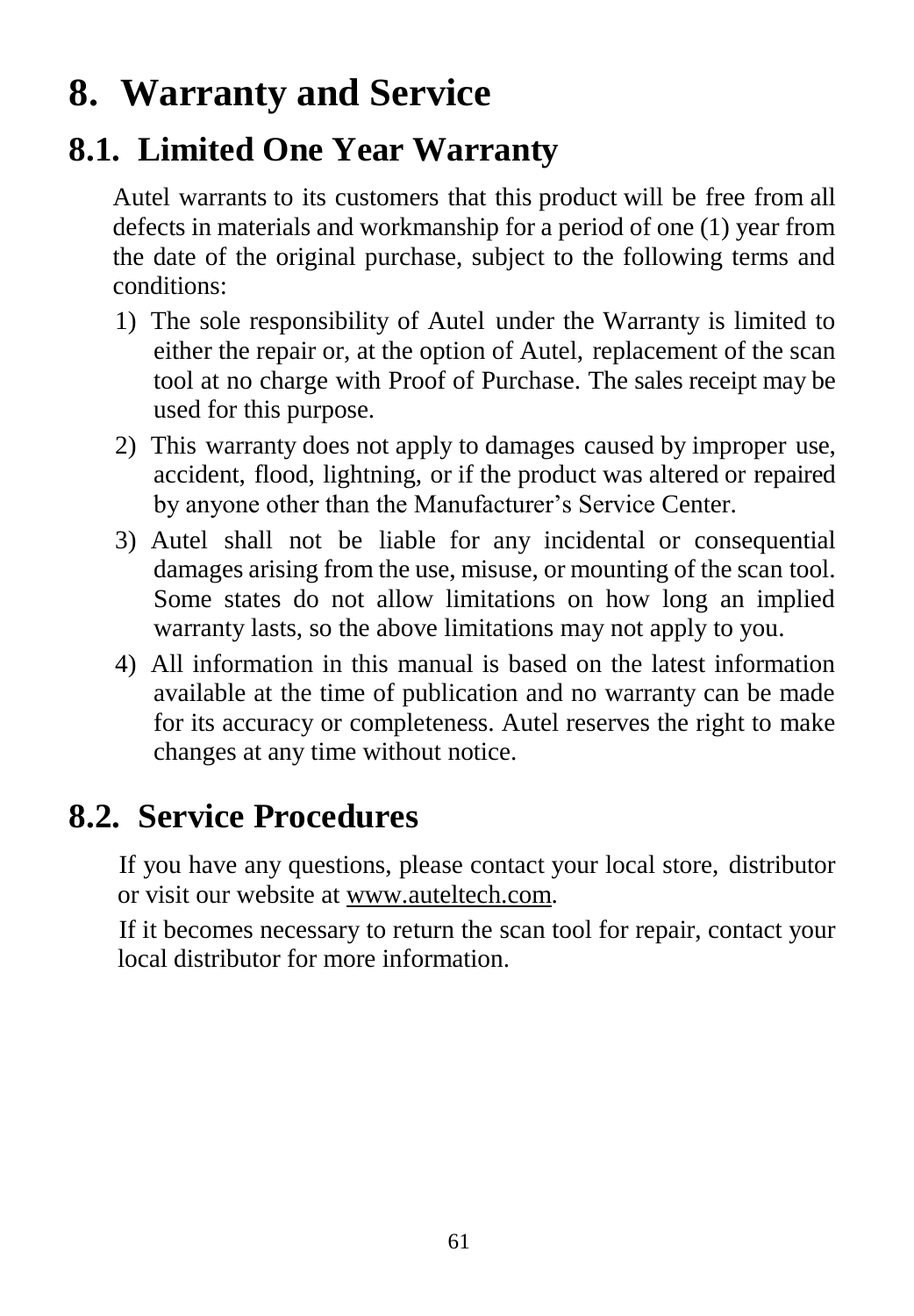# 8. Warranty and Service

## 8.1. Limited One Year Warranty

Autel warrants to its customers that this product will be free from all defects in materials and workmanship for a period of one (1) year from the date of the original purchase, subject to the following terms and conditions:

1) The sole responsibility of Autel under the Warranty is limited to either the repair or, at the option of Autel, replacement of the scan tool at no charge with Proof of Purchase. The sales receipt may be used for this purpose.
2) This warranty does not apply to damages caused by improper use, accident, flood, lightning, or if the product was altered or repaired by anyone other than the Manufacturer's Service Center.
3) Autel shall not be liable for any incidental or consequential damages arising from the use, misuse, or mounting of the scan tool. Some states do not allow limitations on how long an implied warranty lasts, so the above limitations may not apply to you.
4) All information in this manual is based on the latest information available at the time of publication and no warranty can be made for its accuracy or completeness. Autel reserves the right to make changes at any time without notice.

## 8.2. Service Procedures

If you have any questions, please contact your local store, distributor or visit our website at www.auteltech.com.

If it becomes necessary to return the scan tool for repair, contact your local distributor for more information.